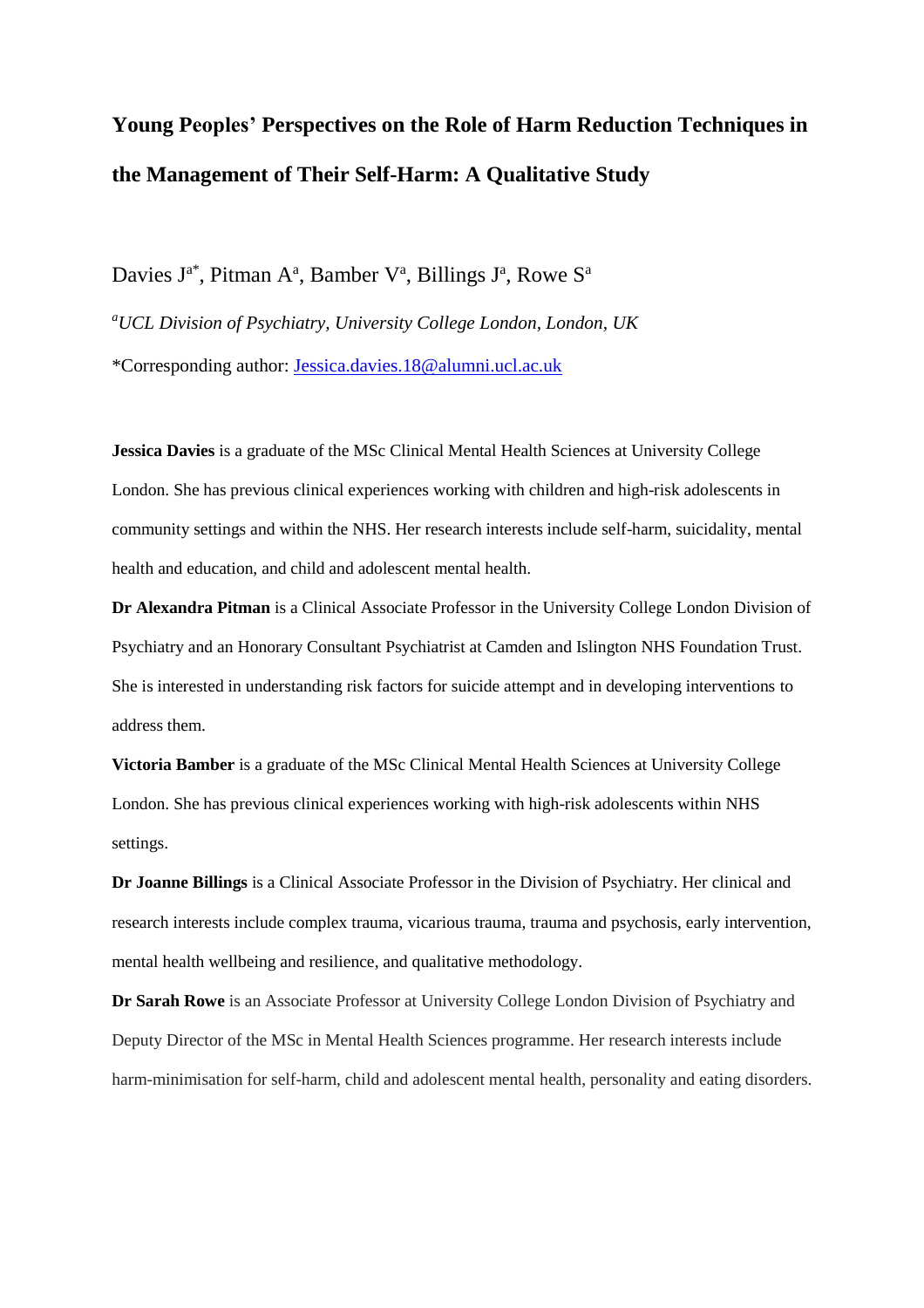# Young Peoples' Perspectives on the Role of Harm Reduction Techniques in the Management of Their Self-Harm: A Qualitative Study

Davies J[a*], Pitman A[a], Bamber V[a], Billings J[a], Rowe S[a]

[a] *UCL Division of Psychiatry, University College London, London, UK*

*Corresponding author: Jessica.davies.18@alumni.ucl.ac.uk

**Jessica Davies** is a graduate of the MSc Clinical Mental Health Sciences at University College London. She has previous clinical experiences working with children and high-risk adolescents in community settings and within the NHS. Her research interests include self-harm, suicidality, mental health and education, and child and adolescent mental health.

**Dr Alexandra Pitman** is a Clinical Associate Professor in the University College London Division of Psychiatry and an Honorary Consultant Psychiatrist at Camden and Islington NHS Foundation Trust. She is interested in understanding risk factors for suicide attempt and in developing interventions to address them.

**Victoria Bamber** is a graduate of the MSc Clinical Mental Health Sciences at University College London. She has previous clinical experiences working with high-risk adolescents within NHS settings.

**Dr Joanne Billings** is a Clinical Associate Professor in the Division of Psychiatry. Her clinical and research interests include complex trauma, vicarious trauma, trauma and psychosis, early intervention, mental health wellbeing and resilience, and qualitative methodology.

**Dr Sarah Rowe** is an Associate Professor at University College London Division of Psychiatry and Deputy Director of the MSc in Mental Health Sciences programme. Her research interests include harm-minimisation for self-harm, child and adolescent mental health, personality and eating disorders.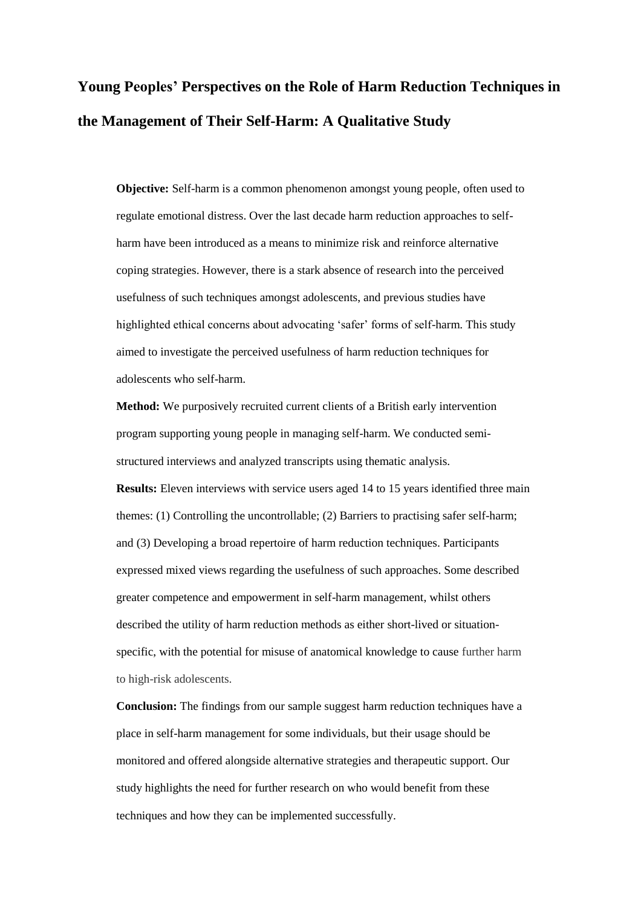# Young Peoples' Perspectives on the Role of Harm Reduction Techniques in the Management of Their Self-Harm: A Qualitative Study

**Objective:** Self-harm is a common phenomenon amongst young people, often used to regulate emotional distress. Over the last decade harm reduction approaches to self-harm have been introduced as a means to minimize risk and reinforce alternative coping strategies. However, there is a stark absence of research into the perceived usefulness of such techniques amongst adolescents, and previous studies have highlighted ethical concerns about advocating 'safer' forms of self-harm. This study aimed to investigate the perceived usefulness of harm reduction techniques for adolescents who self-harm.

**Method:** We purposively recruited current clients of a British early intervention program supporting young people in managing self-harm. We conducted semi-structured interviews and analyzed transcripts using thematic analysis.

**Results:** Eleven interviews with service users aged 14 to 15 years identified three main themes: (1) Controlling the uncontrollable; (2) Barriers to practising safer self-harm; and (3) Developing a broad repertoire of harm reduction techniques. Participants expressed mixed views regarding the usefulness of such approaches. Some described greater competence and empowerment in self-harm management, whilst others described the utility of harm reduction methods as either short-lived or situation-specific, with the potential for misuse of anatomical knowledge to cause further harm to high-risk adolescents.

**Conclusion:** The findings from our sample suggest harm reduction techniques have a place in self-harm management for some individuals, but their usage should be monitored and offered alongside alternative strategies and therapeutic support. Our study highlights the need for further research on who would benefit from these techniques and how they can be implemented successfully.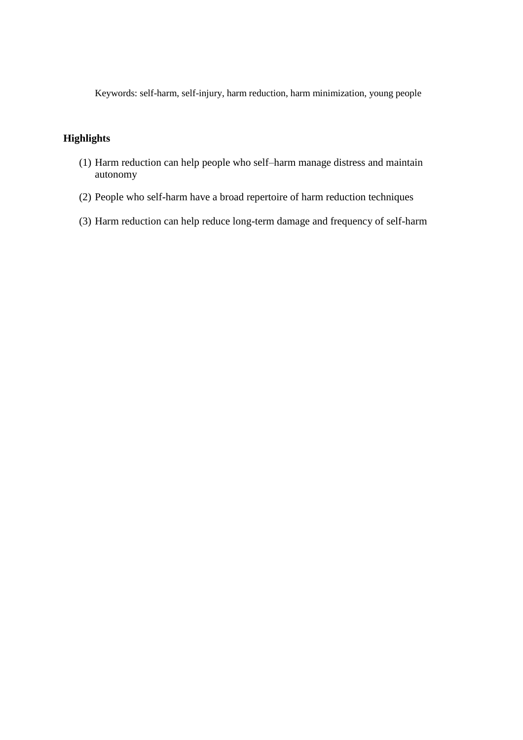Keywords: self-harm, self-injury, harm reduction, harm minimization, young people

**Highlights**

(1) Harm reduction can help people who self–harm manage distress and maintain autonomy

(2) People who self-harm have a broad repertoire of harm reduction techniques

(3) Harm reduction can help reduce long-term damage and frequency of self-harm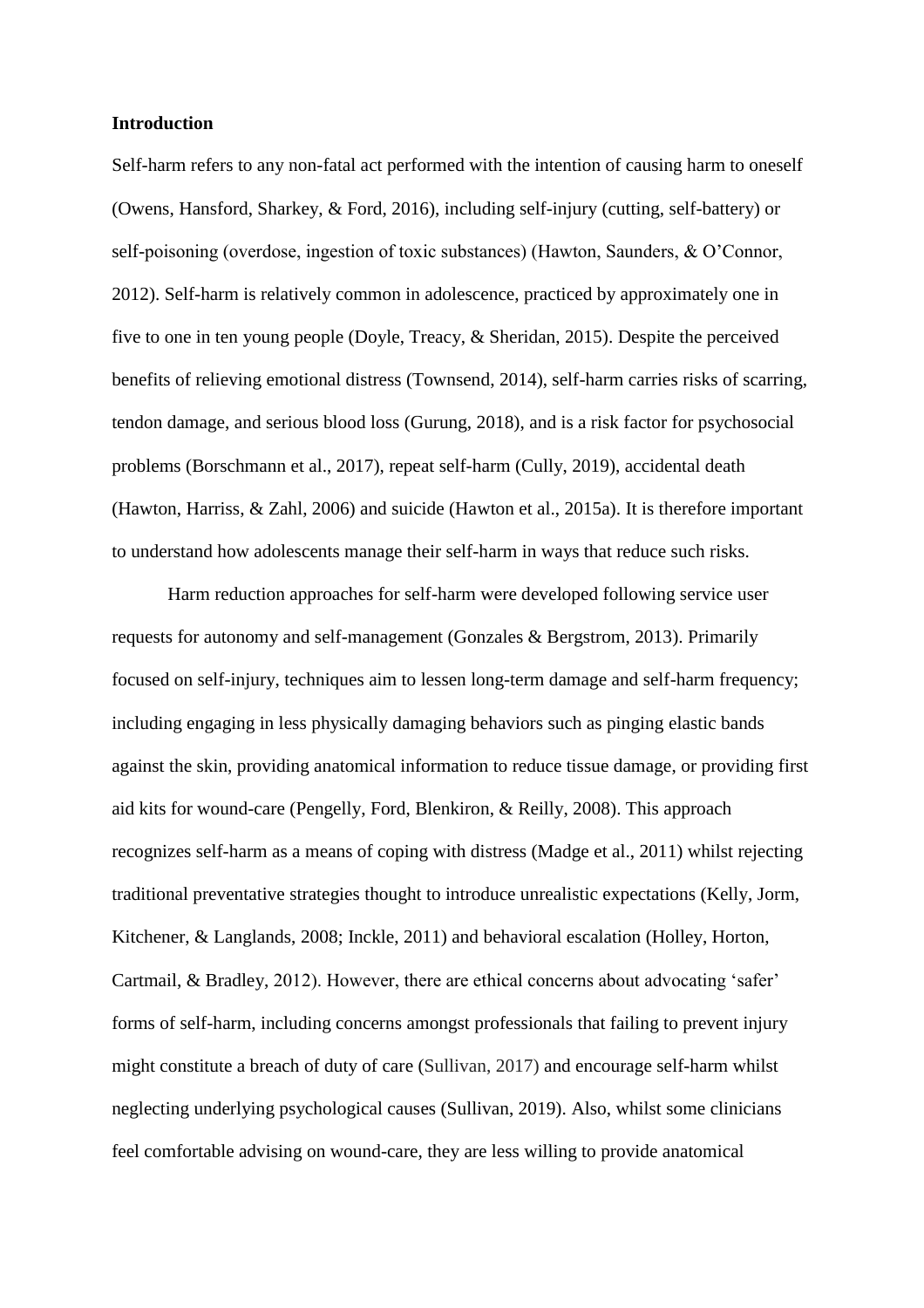**Introduction**

Self-harm refers to any non-fatal act performed with the intention of causing harm to oneself (Owens, Hansford, Sharkey, & Ford, 2016), including self-injury (cutting, self-battery) or self-poisoning (overdose, ingestion of toxic substances) (Hawton, Saunders, & O'Connor, 2012). Self-harm is relatively common in adolescence, practiced by approximately one in five to one in ten young people (Doyle, Treacy, & Sheridan, 2015). Despite the perceived benefits of relieving emotional distress (Townsend, 2014), self-harm carries risks of scarring, tendon damage, and serious blood loss (Gurung, 2018), and is a risk factor for psychosocial problems (Borschmann et al., 2017), repeat self-harm (Cully, 2019), accidental death (Hawton, Harriss, & Zahl, 2006) and suicide (Hawton et al., 2015a). It is therefore important to understand how adolescents manage their self-harm in ways that reduce such risks.

Harm reduction approaches for self-harm were developed following service user requests for autonomy and self-management (Gonzales & Bergstrom, 2013). Primarily focused on self-injury, techniques aim to lessen long-term damage and self-harm frequency; including engaging in less physically damaging behaviors such as pinging elastic bands against the skin, providing anatomical information to reduce tissue damage, or providing first aid kits for wound-care (Pengelly, Ford, Blenkiron, & Reilly, 2008). This approach recognizes self-harm as a means of coping with distress (Madge et al., 2011) whilst rejecting traditional preventative strategies thought to introduce unrealistic expectations (Kelly, Jorm, Kitchener, & Langlands, 2008; Inckle, 2011) and behavioral escalation (Holley, Horton, Cartmail, & Bradley, 2012). However, there are ethical concerns about advocating 'safer' forms of self-harm, including concerns amongst professionals that failing to prevent injury might constitute a breach of duty of care (Sullivan, 2017) and encourage self-harm whilst neglecting underlying psychological causes (Sullivan, 2019). Also, whilst some clinicians feel comfortable advising on wound-care, they are less willing to provide anatomical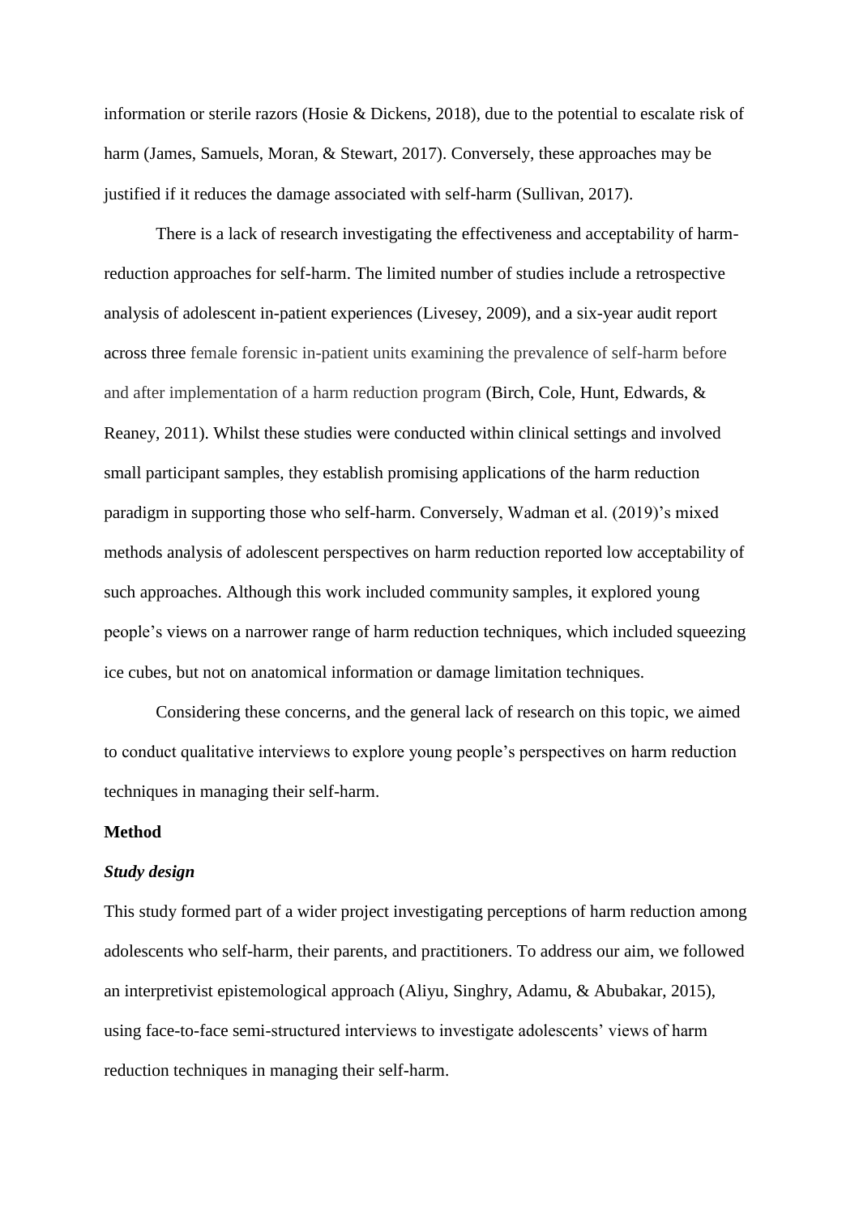information or sterile razors (Hosie & Dickens, 2018), due to the potential to escalate risk of harm (James, Samuels, Moran, & Stewart, 2017). Conversely, these approaches may be justified if it reduces the damage associated with self-harm (Sullivan, 2017).

There is a lack of research investigating the effectiveness and acceptability of harm-reduction approaches for self-harm. The limited number of studies include a retrospective analysis of adolescent in-patient experiences (Livesey, 2009), and a six-year audit report across three female forensic in-patient units examining the prevalence of self-harm before and after implementation of a harm reduction program (Birch, Cole, Hunt, Edwards, & Reaney, 2011). Whilst these studies were conducted within clinical settings and involved small participant samples, they establish promising applications of the harm reduction paradigm in supporting those who self-harm. Conversely, Wadman et al. (2019)'s mixed methods analysis of adolescent perspectives on harm reduction reported low acceptability of such approaches. Although this work included community samples, it explored young people's views on a narrower range of harm reduction techniques, which included squeezing ice cubes, but not on anatomical information or damage limitation techniques.

Considering these concerns, and the general lack of research on this topic, we aimed to conduct qualitative interviews to explore young people's perspectives on harm reduction techniques in managing their self-harm.

## Method

### *Study design*

This study formed part of a wider project investigating perceptions of harm reduction among adolescents who self-harm, their parents, and practitioners. To address our aim, we followed an interpretivist epistemological approach (Aliyu, Singhry, Adamu, & Abubakar, 2015), using face-to-face semi-structured interviews to investigate adolescents' views of harm reduction techniques in managing their self-harm.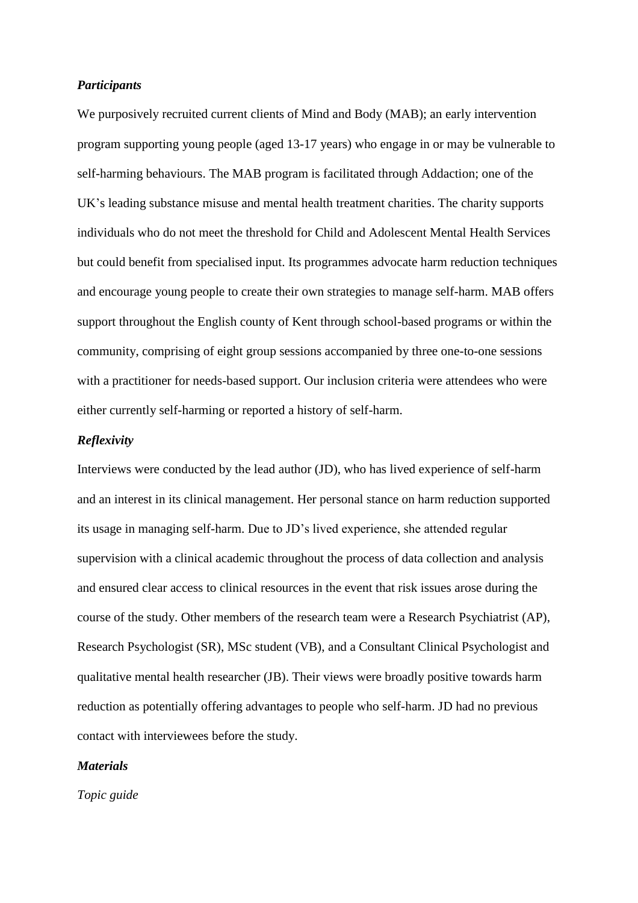***Participants***

We purposively recruited current clients of Mind and Body (MAB); an early intervention program supporting young people (aged 13-17 years) who engage in or may be vulnerable to self-harming behaviours. The MAB program is facilitated through Addaction; one of the UK's leading substance misuse and mental health treatment charities. The charity supports individuals who do not meet the threshold for Child and Adolescent Mental Health Services but could benefit from specialised input. Its programmes advocate harm reduction techniques and encourage young people to create their own strategies to manage self-harm. MAB offers support throughout the English county of Kent through school-based programs or within the community, comprising of eight group sessions accompanied by three one-to-one sessions with a practitioner for needs-based support. Our inclusion criteria were attendees who were either currently self-harming or reported a history of self-harm.

***Reflexivity***

Interviews were conducted by the lead author (JD), who has lived experience of self-harm and an interest in its clinical management. Her personal stance on harm reduction supported its usage in managing self-harm. Due to JD's lived experience, she attended regular supervision with a clinical academic throughout the process of data collection and analysis and ensured clear access to clinical resources in the event that risk issues arose during the course of the study. Other members of the research team were a Research Psychiatrist (AP), Research Psychologist (SR), MSc student (VB), and a Consultant Clinical Psychologist and qualitative mental health researcher (JB). Their views were broadly positive towards harm reduction as potentially offering advantages to people who self-harm. JD had no previous contact with interviewees before the study.

***Materials***

*Topic guide*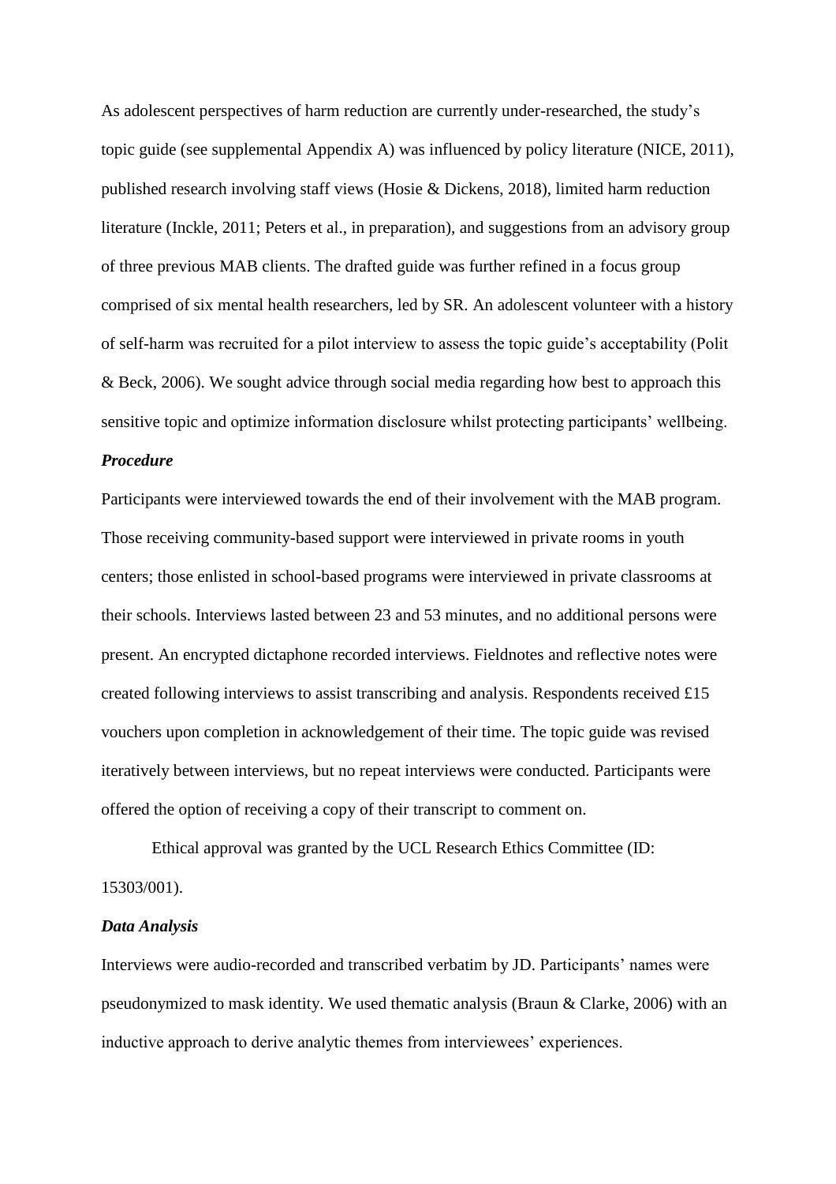As adolescent perspectives of harm reduction are currently under-researched, the study's topic guide (see supplemental Appendix A) was influenced by policy literature (NICE, 2011), published research involving staff views (Hosie & Dickens, 2018), limited harm reduction literature (Inckle, 2011; Peters et al., in preparation), and suggestions from an advisory group of three previous MAB clients. The drafted guide was further refined in a focus group comprised of six mental health researchers, led by SR. An adolescent volunteer with a history of self-harm was recruited for a pilot interview to assess the topic guide's acceptability (Polit & Beck, 2006). We sought advice through social media regarding how best to approach this sensitive topic and optimize information disclosure whilst protecting participants' wellbeing.

### *Procedure*

Participants were interviewed towards the end of their involvement with the MAB program. Those receiving community-based support were interviewed in private rooms in youth centers; those enlisted in school-based programs were interviewed in private classrooms at their schools. Interviews lasted between 23 and 53 minutes, and no additional persons were present. An encrypted dictaphone recorded interviews. Fieldnotes and reflective notes were created following interviews to assist transcribing and analysis. Respondents received £15 vouchers upon completion in acknowledgement of their time. The topic guide was revised iteratively between interviews, but no repeat interviews were conducted. Participants were offered the option of receiving a copy of their transcript to comment on.

Ethical approval was granted by the UCL Research Ethics Committee (ID: 15303/001).

### *Data Analysis*

Interviews were audio-recorded and transcribed verbatim by JD. Participants' names were pseudonymized to mask identity. We used thematic analysis (Braun & Clarke, 2006) with an inductive approach to derive analytic themes from interviewees' experiences.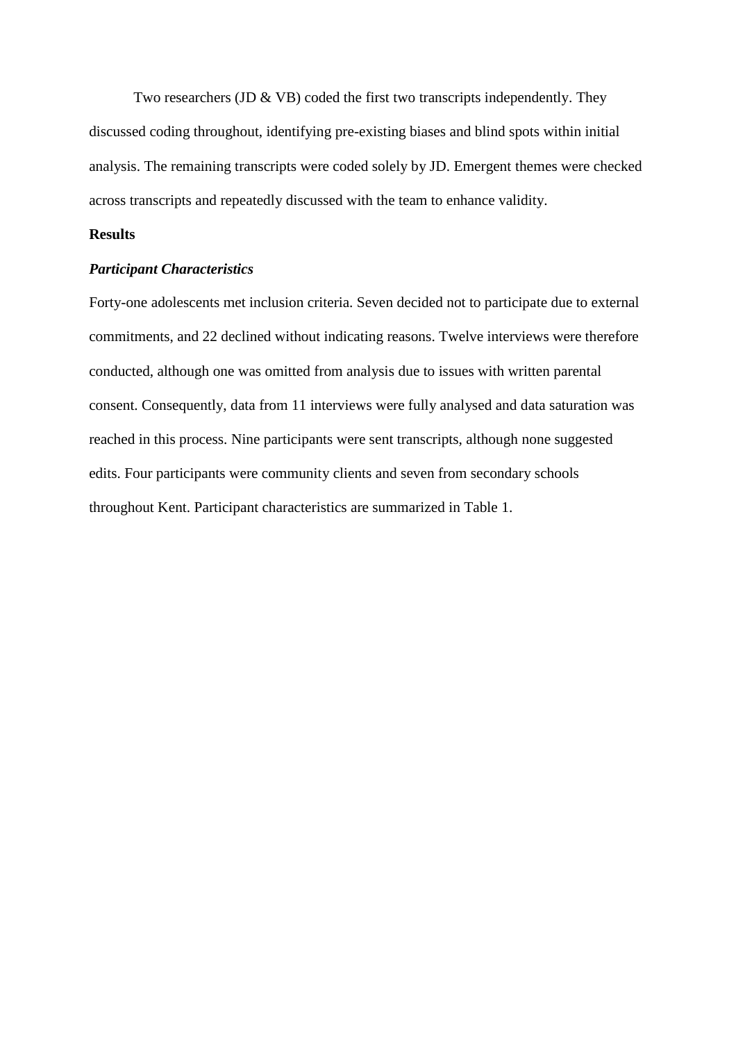Two researchers (JD & VB) coded the first two transcripts independently. They discussed coding throughout, identifying pre-existing biases and blind spots within initial analysis. The remaining transcripts were coded solely by JD. Emergent themes were checked across transcripts and repeatedly discussed with the team to enhance validity.

## Results

### *Participant Characteristics*

Forty-one adolescents met inclusion criteria. Seven decided not to participate due to external commitments, and 22 declined without indicating reasons. Twelve interviews were therefore conducted, although one was omitted from analysis due to issues with written parental consent. Consequently, data from 11 interviews were fully analysed and data saturation was reached in this process. Nine participants were sent transcripts, although none suggested edits. Four participants were community clients and seven from secondary schools throughout Kent. Participant characteristics are summarized in Table 1.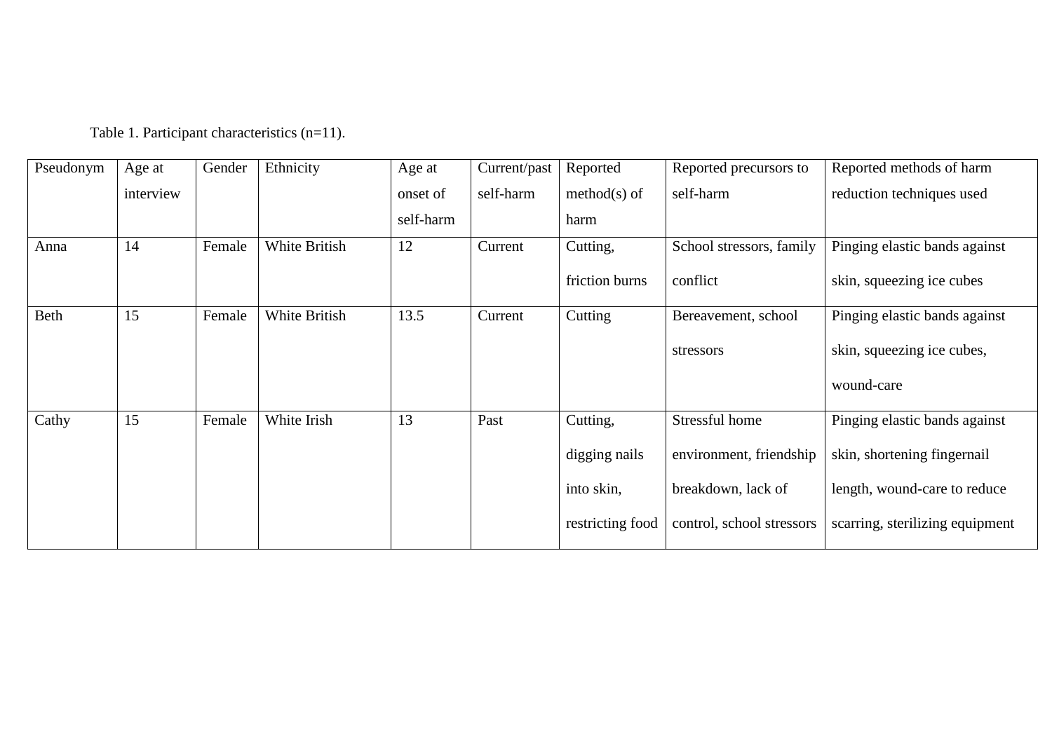Table 1. Participant characteristics (n=11).

| Pseudonym | Age at interview | Gender | Ethnicity | Age at onset of self-harm | Current/past self-harm | Reported method(s) of harm | Reported precursors to self-harm | Reported methods of harm reduction techniques used |
|---|---|---|---|---|---|---|---|---|
| Anna | 14 | Female | White British | 12 | Current | Cutting, friction burns | School stressors, family conflict | Pinging elastic bands against skin, squeezing ice cubes |
| Beth | 15 | Female | White British | 13.5 | Current | Cutting | Bereavement, school stressors | Pinging elastic bands against skin, squeezing ice cubes, wound-care |
| Cathy | 15 | Female | White Irish | 13 | Past | Cutting, digging nails into skin, restricting food | Stressful home environment, friendship breakdown, lack of control, school stressors | Pinging elastic bands against skin, shortening fingernail length, wound-care to reduce scarring, sterilizing equipment |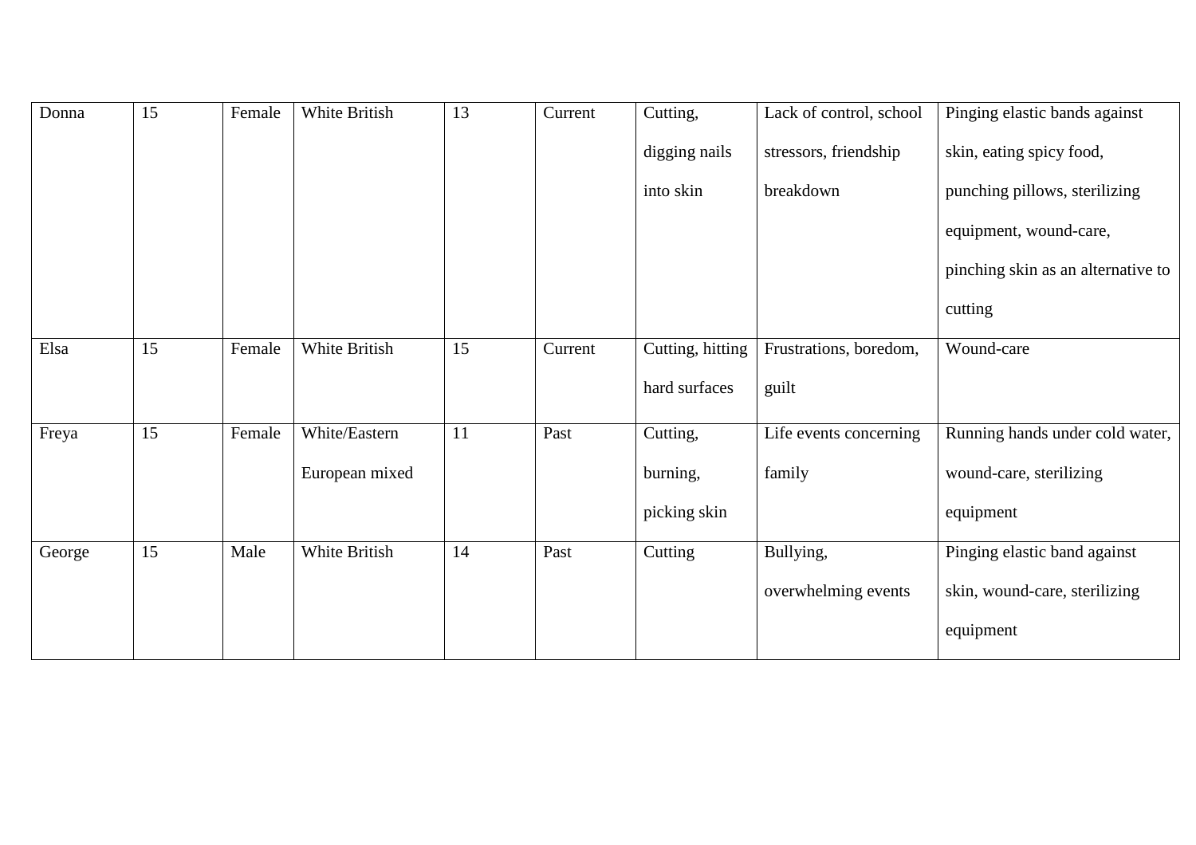| | | | | | | | | |
|---|---|---|---|---|---|---|---|---|
| Donna | 15 | Female | White British | 13 | Current | Cutting, digging nails into skin | Lack of control, school stressors, friendship breakdown | Pinging elastic bands against skin, eating spicy food, punching pillows, sterilizing equipment, wound-care, pinching skin as an alternative to cutting |
| Elsa | 15 | Female | White British | 15 | Current | Cutting, hitting hard surfaces | Frustrations, boredom, guilt | Wound-care |
| Freya | 15 | Female | White/Eastern European mixed | 11 | Past | Cutting, burning, picking skin | Life events concerning family | Running hands under cold water, wound-care, sterilizing equipment |
| George | 15 | Male | White British | 14 | Past | Cutting | Bullying, overwhelming events | Pinging elastic band against skin, wound-care, sterilizing equipment |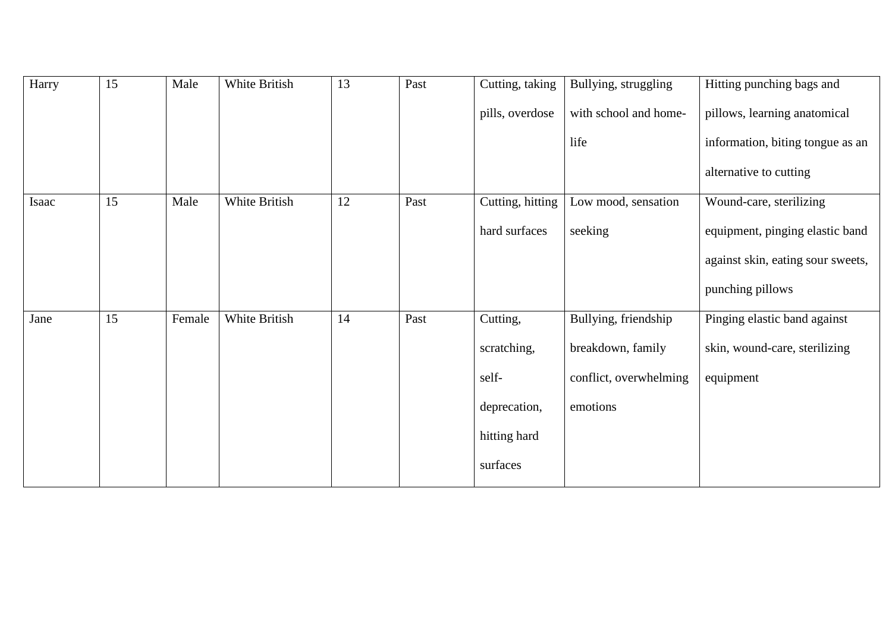| | | | | | | | | |
|---|---|---|---|---|---|---|---|---|
| Harry | 15 | Male | White British | 13 | Past | Cutting, taking pills, overdose | Bullying, struggling with school and home-life | Hitting punching bags and pillows, learning anatomical information, biting tongue as an alternative to cutting |
| Isaac | 15 | Male | White British | 12 | Past | Cutting, hitting hard surfaces | Low mood, sensation seeking | Wound-care, sterilizing equipment, pinging elastic band against skin, eating sour sweets, punching pillows |
| Jane | 15 | Female | White British | 14 | Past | Cutting, scratching, self-deprecation, hitting hard surfaces | Bullying, friendship breakdown, family conflict, overwhelming emotions | Pinging elastic band against skin, wound-care, sterilizing equipment |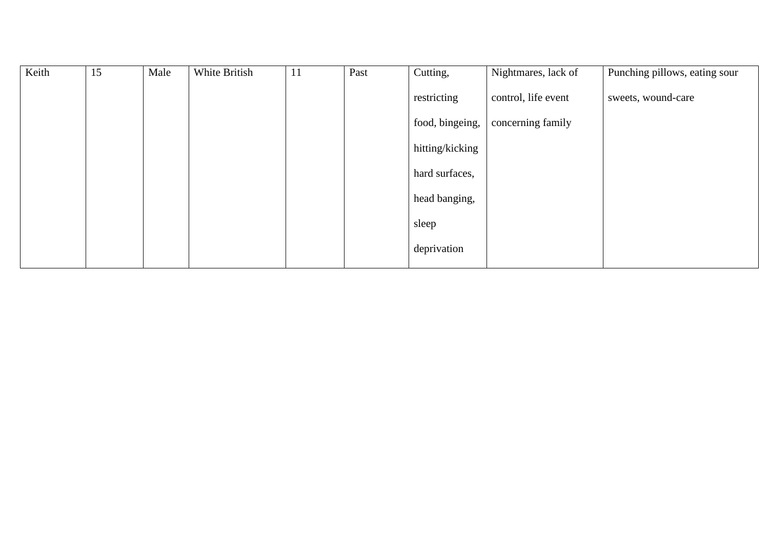| Keith | 15 | Male | White British | 11 | Past | Cutting, restricting food, bingeing, hitting/kicking hard surfaces, head banging, sleep deprivation | Nightmares, lack of control, life event concerning family | Punching pillows, eating sour sweets, wound-care |
|---|---|---|---|---|---|---|---|---|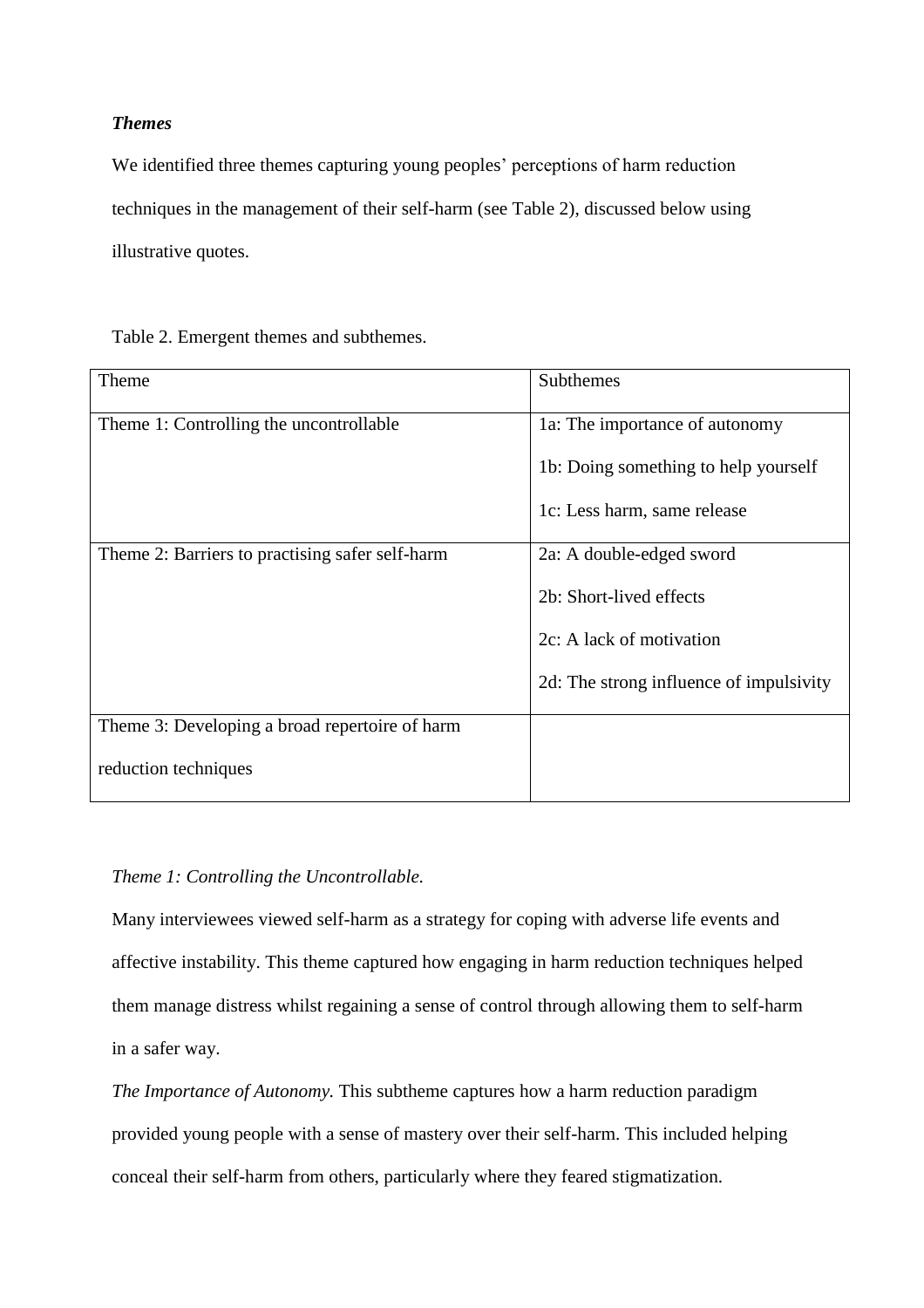### *Themes*

We identified three themes capturing young peoples' perceptions of harm reduction techniques in the management of their self-harm (see Table 2), discussed below using illustrative quotes.

Table 2. Emergent themes and subthemes.

| Theme | Subthemes |
|---|---|
| Theme 1: Controlling the uncontrollable | 1a: The importance of autonomy<br>1b: Doing something to help yourself<br>1c: Less harm, same release |
| Theme 2: Barriers to practising safer self-harm | 2a: A double-edged sword<br>2b: Short-lived effects<br>2c: A lack of motivation<br>2d: The strong influence of impulsivity |
| Theme 3: Developing a broad repertoire of harm reduction techniques | |

*Theme 1: Controlling the Uncontrollable.*

Many interviewees viewed self-harm as a strategy for coping with adverse life events and affective instability. This theme captured how engaging in harm reduction techniques helped them manage distress whilst regaining a sense of control through allowing them to self-harm in a safer way.

*The Importance of Autonomy.* This subtheme captures how a harm reduction paradigm provided young people with a sense of mastery over their self-harm. This included helping conceal their self-harm from others, particularly where they feared stigmatization.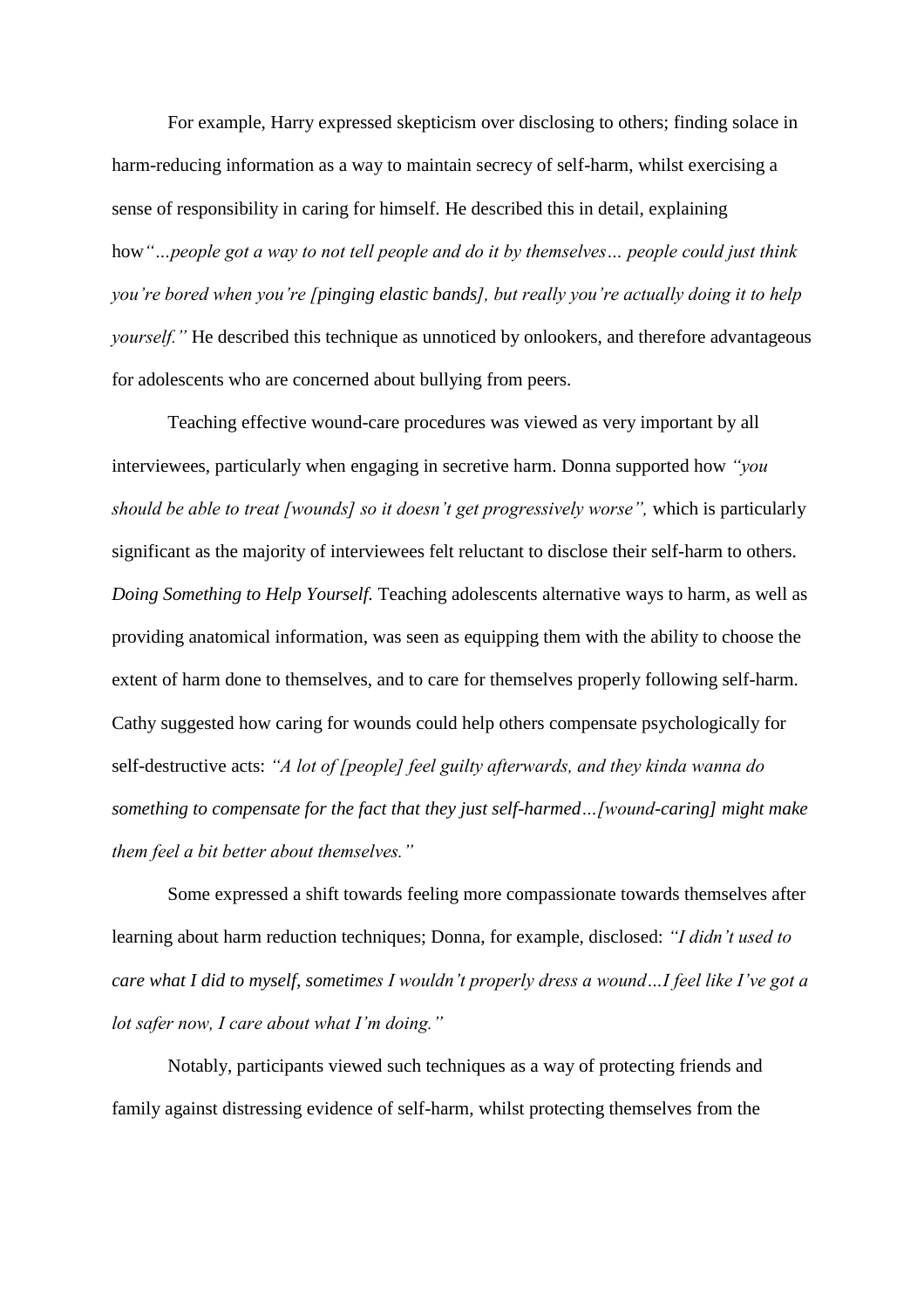For example, Harry expressed skepticism over disclosing to others; finding solace in harm-reducing information as a way to maintain secrecy of self-harm, whilst exercising a sense of responsibility in caring for himself. He described this in detail, explaining how *"…people got a way to not tell people and do it by themselves… people could just think you're bored when you're [pinging elastic bands], but really you're actually doing it to help yourself."* He described this technique as unnoticed by onlookers, and therefore advantageous for adolescents who are concerned about bullying from peers.

Teaching effective wound-care procedures was viewed as very important by all interviewees, particularly when engaging in secretive harm. Donna supported how *"you should be able to treat [wounds] so it doesn't get progressively worse",* which is particularly significant as the majority of interviewees felt reluctant to disclose their self-harm to others.

*Doing Something to Help Yourself.* Teaching adolescents alternative ways to harm, as well as providing anatomical information, was seen as equipping them with the ability to choose the extent of harm done to themselves, and to care for themselves properly following self-harm. Cathy suggested how caring for wounds could help others compensate psychologically for self-destructive acts: *"A lot of [people] feel guilty afterwards, and they kinda wanna do something to compensate for the fact that they just self-harmed…[wound-caring] might make them feel a bit better about themselves."*

Some expressed a shift towards feeling more compassionate towards themselves after learning about harm reduction techniques; Donna, for example, disclosed: *"I didn't used to care what I did to myself, sometimes I wouldn't properly dress a wound…I feel like I've got a lot safer now, I care about what I'm doing."*

Notably, participants viewed such techniques as a way of protecting friends and family against distressing evidence of self-harm, whilst protecting themselves from the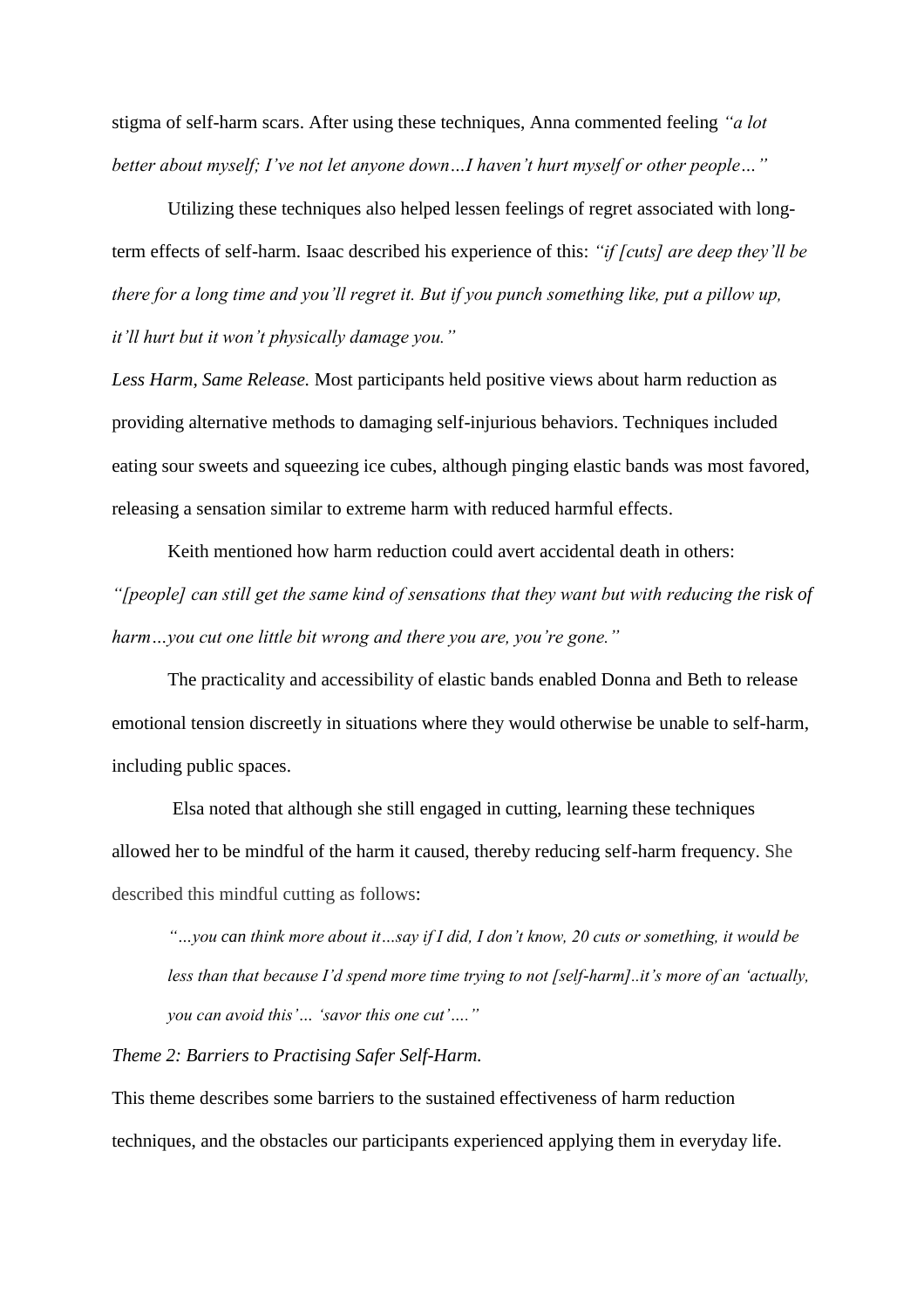stigma of self-harm scars. After using these techniques, Anna commented feeling *"a lot better about myself; I've not let anyone down…I haven't hurt myself or other people…"*

Utilizing these techniques also helped lessen feelings of regret associated with long-term effects of self-harm. Isaac described his experience of this: *"if [cuts] are deep they'll be there for a long time and you'll regret it. But if you punch something like, put a pillow up, it'll hurt but it won't physically damage you."*

*Less Harm, Same Release.* Most participants held positive views about harm reduction as providing alternative methods to damaging self-injurious behaviors. Techniques included eating sour sweets and squeezing ice cubes, although pinging elastic bands was most favored, releasing a sensation similar to extreme harm with reduced harmful effects.

Keith mentioned how harm reduction could avert accidental death in others: *"[people] can still get the same kind of sensations that they want but with reducing the risk of harm…you cut one little bit wrong and there you are, you're gone."*

The practicality and accessibility of elastic bands enabled Donna and Beth to release emotional tension discreetly in situations where they would otherwise be unable to self-harm, including public spaces.

Elsa noted that although she still engaged in cutting, learning these techniques allowed her to be mindful of the harm it caused, thereby reducing self-harm frequency. She described this mindful cutting as follows:

> *"…you can think more about it…say if I did, I don't know, 20 cuts or something, it would be less than that because I'd spend more time trying to not [self-harm]..it's more of an 'actually, you can avoid this'… 'savor this one cut'…."*

*Theme 2: Barriers to Practising Safer Self-Harm.*

This theme describes some barriers to the sustained effectiveness of harm reduction techniques, and the obstacles our participants experienced applying them in everyday life.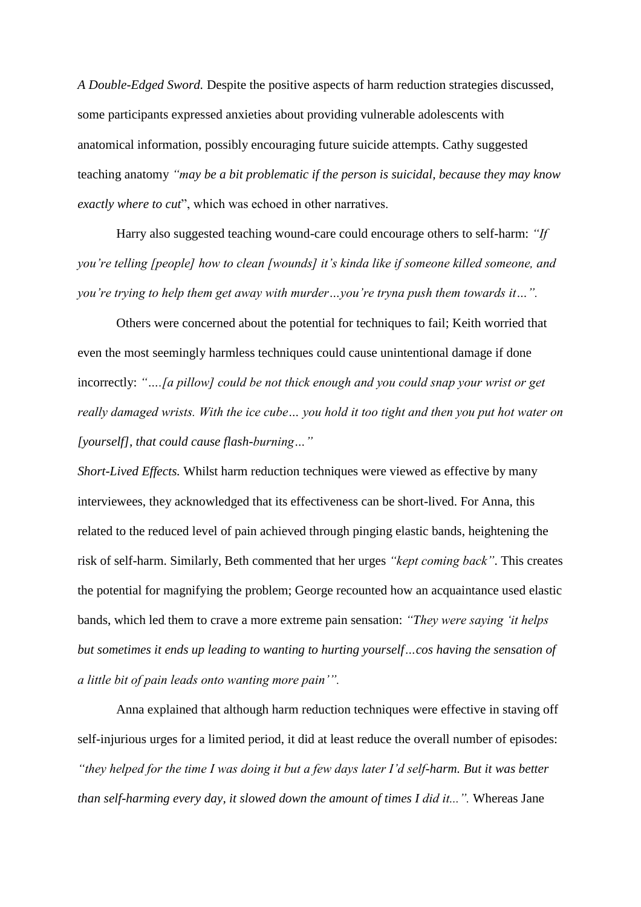*A Double-Edged Sword.* Despite the positive aspects of harm reduction strategies discussed, some participants expressed anxieties about providing vulnerable adolescents with anatomical information, possibly encouraging future suicide attempts. Cathy suggested teaching anatomy *"may be a bit problematic if the person is suicidal, because they may know exactly where to cut*", which was echoed in other narratives.

Harry also suggested teaching wound-care could encourage others to self-harm: *"If you're telling [people] how to clean [wounds] it's kinda like if someone killed someone, and you're trying to help them get away with murder…you're tryna push them towards it…".*

Others were concerned about the potential for techniques to fail; Keith worried that even the most seemingly harmless techniques could cause unintentional damage if done incorrectly: *"….[a pillow] could be not thick enough and you could snap your wrist or get really damaged wrists. With the ice cube… you hold it too tight and then you put hot water on [yourself], that could cause flash-burning…"*

*Short-Lived Effects.* Whilst harm reduction techniques were viewed as effective by many interviewees, they acknowledged that its effectiveness can be short-lived. For Anna, this related to the reduced level of pain achieved through pinging elastic bands, heightening the risk of self-harm. Similarly, Beth commented that her urges *"kept coming back"*. This creates the potential for magnifying the problem; George recounted how an acquaintance used elastic bands, which led them to crave a more extreme pain sensation: *"They were saying 'it helps but sometimes it ends up leading to wanting to hurting yourself…cos having the sensation of a little bit of pain leads onto wanting more pain'".*

Anna explained that although harm reduction techniques were effective in staving off self-injurious urges for a limited period, it did at least reduce the overall number of episodes: *"they helped for the time I was doing it but a few days later I'd self-harm. But it was better than self-harming every day, it slowed down the amount of times I did it...".* Whereas Jane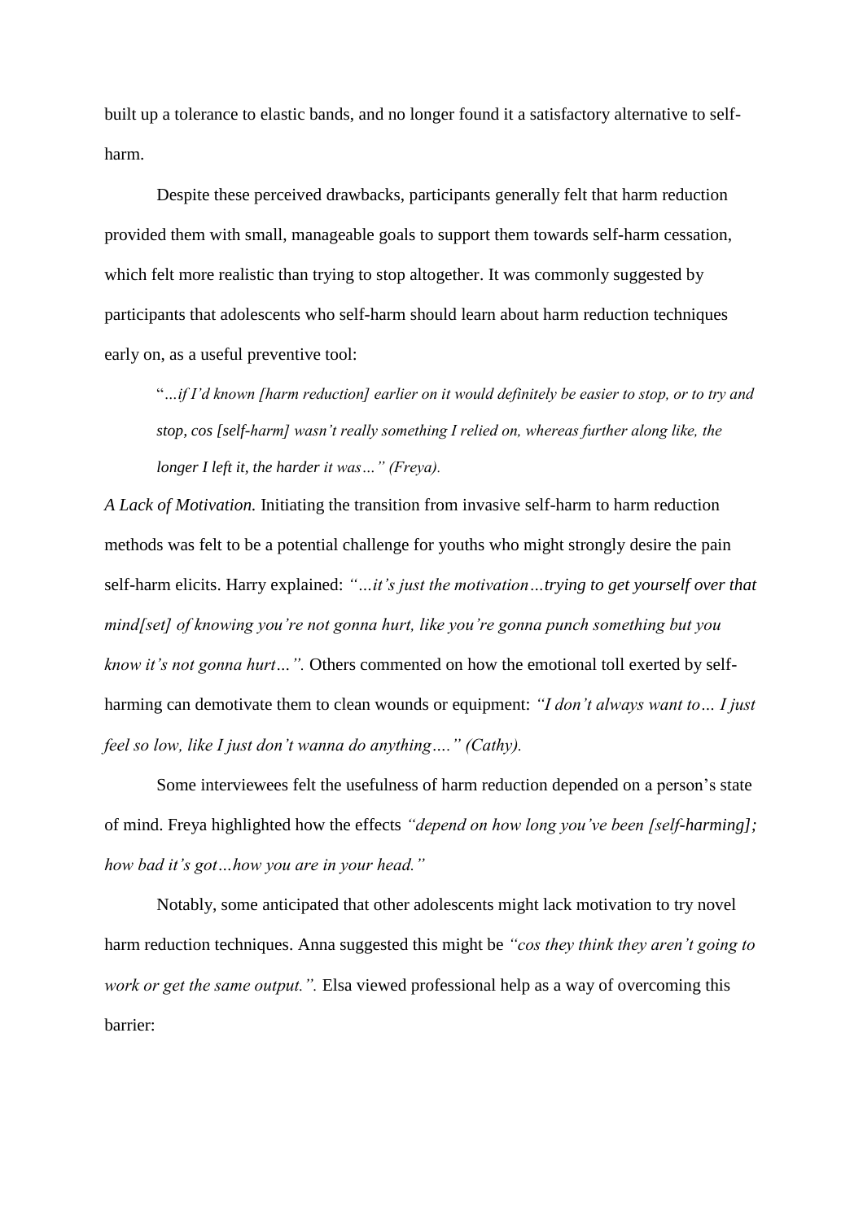built up a tolerance to elastic bands, and no longer found it a satisfactory alternative to self-harm.

Despite these perceived drawbacks, participants generally felt that harm reduction provided them with small, manageable goals to support them towards self-harm cessation, which felt more realistic than trying to stop altogether. It was commonly suggested by participants that adolescents who self-harm should learn about harm reduction techniques early on, as a useful preventive tool:

> "*…if I'd known [harm reduction] earlier on it would definitely be easier to stop, or to try and stop, cos [self-harm] wasn't really something I relied on, whereas further along like, the longer I left it, the harder it was…" (Freya).*

*A Lack of Motivation.* Initiating the transition from invasive self-harm to harm reduction methods was felt to be a potential challenge for youths who might strongly desire the pain self-harm elicits. Harry explained: *"…it's just the motivation…trying to get yourself over that mind[set] of knowing you're not gonna hurt, like you're gonna punch something but you know it's not gonna hurt…".* Others commented on how the emotional toll exerted by self-harming can demotivate them to clean wounds or equipment: *"I don't always want to… I just feel so low, like I just don't wanna do anything…." (Cathy).*

Some interviewees felt the usefulness of harm reduction depended on a person's state of mind. Freya highlighted how the effects *"depend on how long you've been [self-harming]; how bad it's got…how you are in your head."*

Notably, some anticipated that other adolescents might lack motivation to try novel harm reduction techniques. Anna suggested this might be *"cos they think they aren't going to work or get the same output.".* Elsa viewed professional help as a way of overcoming this barrier: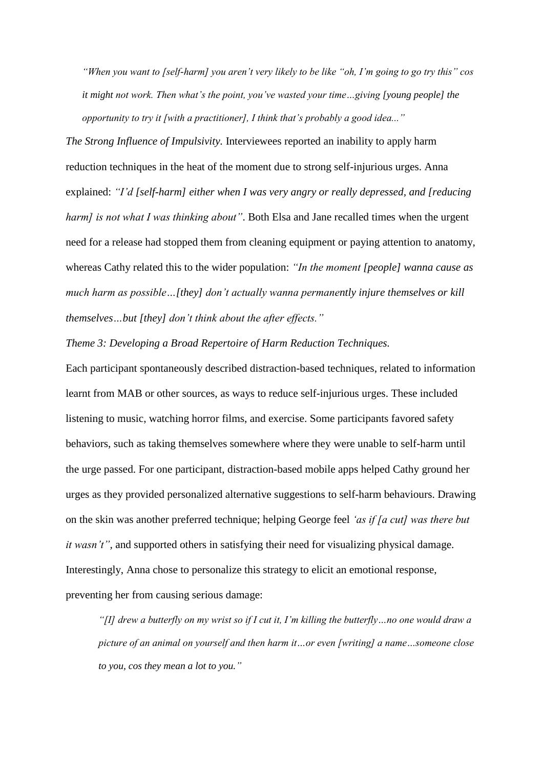> *"When you want to [self-harm] you aren't very likely to be like "oh, I'm going to go try this" cos it might not work. Then what's the point, you've wasted your time…giving [young people] the opportunity to try it [with a practitioner], I think that's probably a good idea..."*

*The Strong Influence of Impulsivity.* Interviewees reported an inability to apply harm reduction techniques in the heat of the moment due to strong self-injurious urges. Anna explained: *"I'd [self-harm] either when I was very angry or really depressed, and [reducing harm] is not what I was thinking about"*. Both Elsa and Jane recalled times when the urgent need for a release had stopped them from cleaning equipment or paying attention to anatomy, whereas Cathy related this to the wider population: *"In the moment [people] wanna cause as much harm as possible…[they] don't actually wanna permanently injure themselves or kill themselves…but [they] don't think about the after effects."*

*Theme 3: Developing a Broad Repertoire of Harm Reduction Techniques.*

Each participant spontaneously described distraction-based techniques, related to information learnt from MAB or other sources, as ways to reduce self-injurious urges. These included listening to music, watching horror films, and exercise. Some participants favored safety behaviors, such as taking themselves somewhere where they were unable to self-harm until the urge passed. For one participant, distraction-based mobile apps helped Cathy ground her urges as they provided personalized alternative suggestions to self-harm behaviours. Drawing on the skin was another preferred technique; helping George feel *'as if [a cut] was there but it wasn't"*, and supported others in satisfying their need for visualizing physical damage. Interestingly, Anna chose to personalize this strategy to elicit an emotional response, preventing her from causing serious damage:

> *"[I] drew a butterfly on my wrist so if I cut it, I'm killing the butterfly…no one would draw a picture of an animal on yourself and then harm it…or even [writing] a name…someone close to you, cos they mean a lot to you."*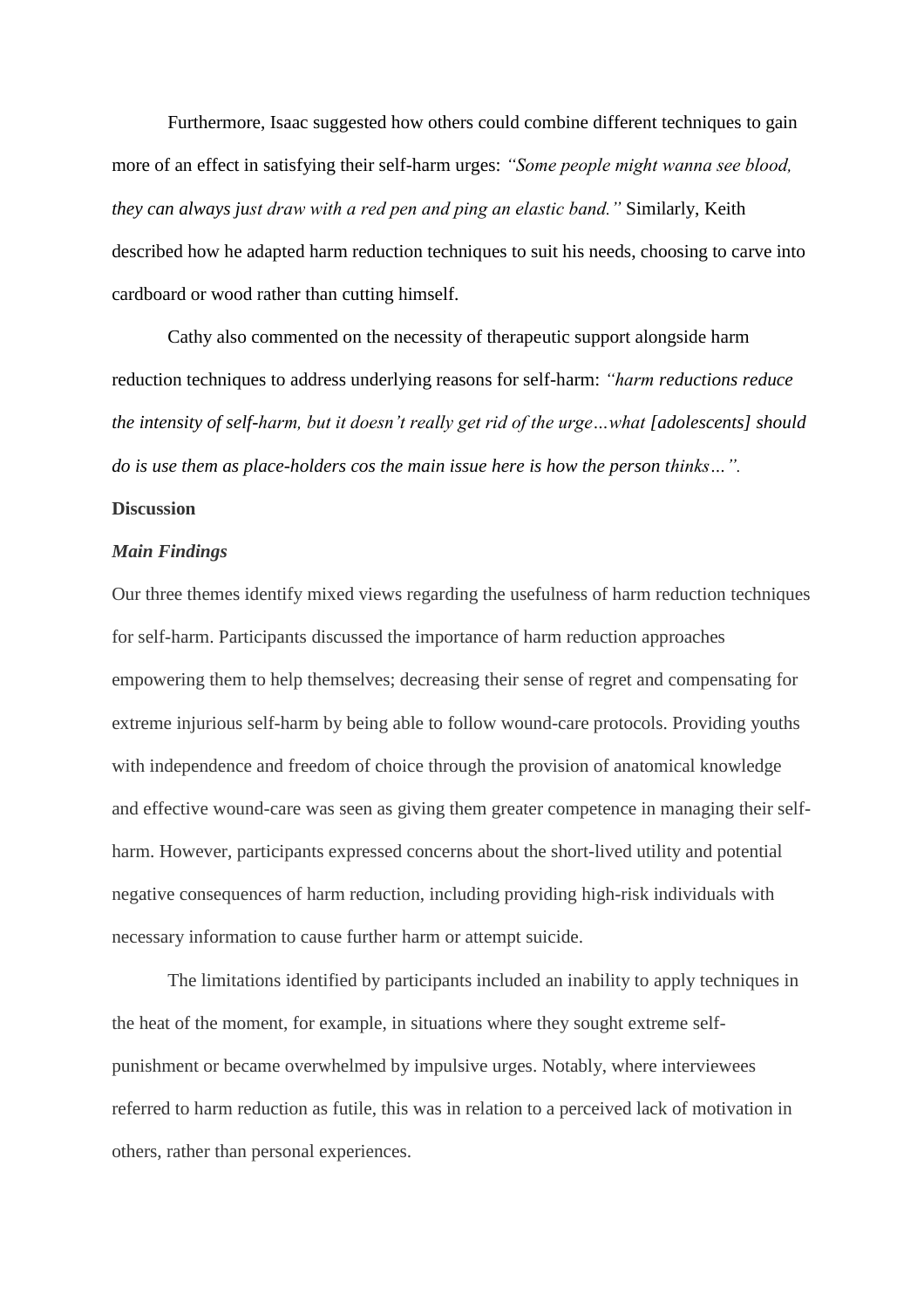Furthermore, Isaac suggested how others could combine different techniques to gain more of an effect in satisfying their self-harm urges: *"Some people might wanna see blood, they can always just draw with a red pen and ping an elastic band."* Similarly, Keith described how he adapted harm reduction techniques to suit his needs, choosing to carve into cardboard or wood rather than cutting himself.

Cathy also commented on the necessity of therapeutic support alongside harm reduction techniques to address underlying reasons for self-harm: *"harm reductions reduce the intensity of self-harm, but it doesn't really get rid of the urge…what [adolescents] should do is use them as place-holders cos the main issue here is how the person thinks…".*

## Discussion

### *Main Findings*

Our three themes identify mixed views regarding the usefulness of harm reduction techniques for self-harm. Participants discussed the importance of harm reduction approaches empowering them to help themselves; decreasing their sense of regret and compensating for extreme injurious self-harm by being able to follow wound-care protocols. Providing youths with independence and freedom of choice through the provision of anatomical knowledge and effective wound-care was seen as giving them greater competence in managing their self-harm. However, participants expressed concerns about the short-lived utility and potential negative consequences of harm reduction, including providing high-risk individuals with necessary information to cause further harm or attempt suicide.

The limitations identified by participants included an inability to apply techniques in the heat of the moment, for example, in situations where they sought extreme self-punishment or became overwhelmed by impulsive urges. Notably, where interviewees referred to harm reduction as futile, this was in relation to a perceived lack of motivation in others, rather than personal experiences.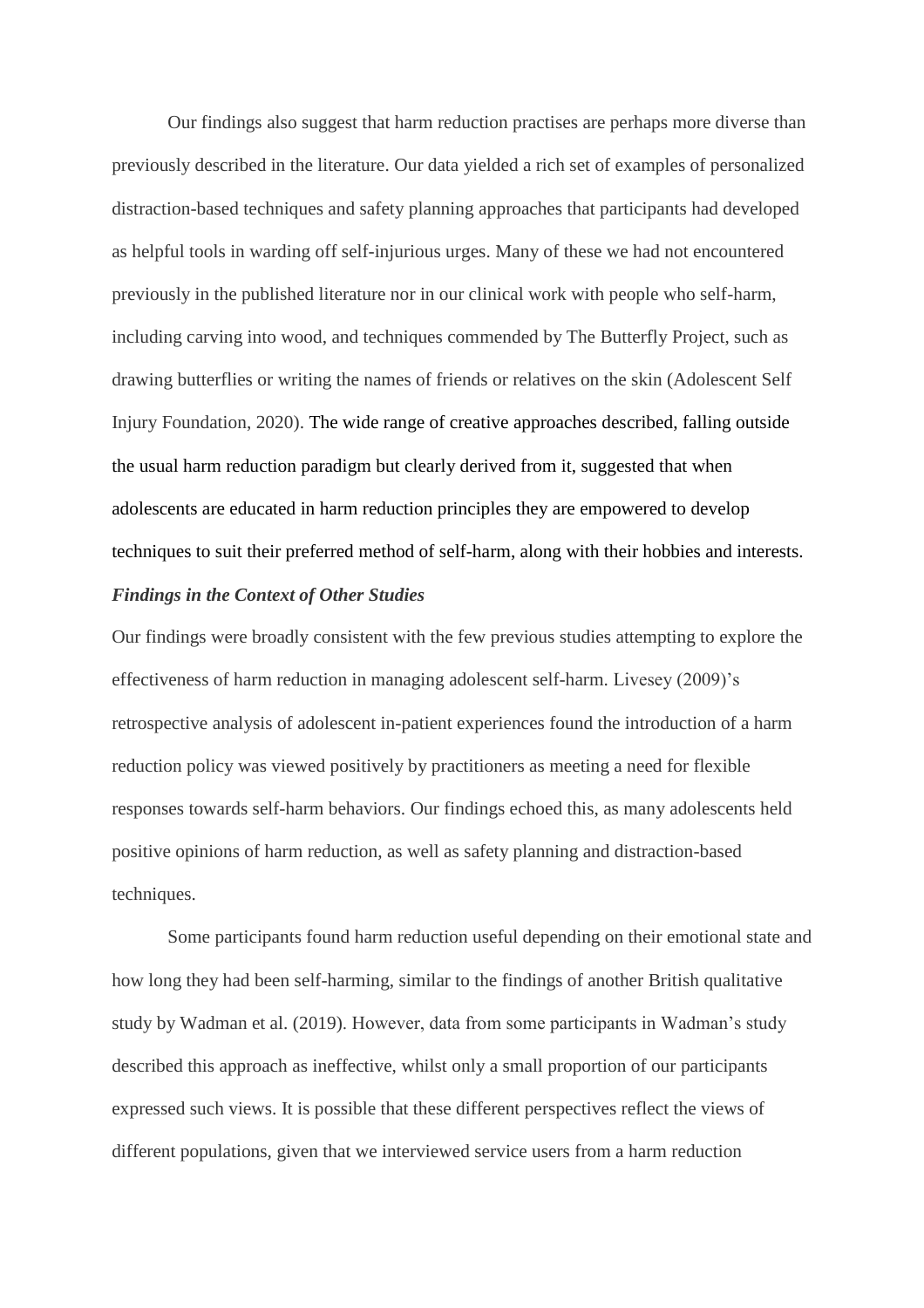Our findings also suggest that harm reduction practises are perhaps more diverse than previously described in the literature. Our data yielded a rich set of examples of personalized distraction-based techniques and safety planning approaches that participants had developed as helpful tools in warding off self-injurious urges. Many of these we had not encountered previously in the published literature nor in our clinical work with people who self-harm, including carving into wood, and techniques commended by The Butterfly Project, such as drawing butterflies or writing the names of friends or relatives on the skin (Adolescent Self Injury Foundation, 2020). The wide range of creative approaches described, falling outside the usual harm reduction paradigm but clearly derived from it, suggested that when adolescents are educated in harm reduction principles they are empowered to develop techniques to suit their preferred method of self-harm, along with their hobbies and interests.

***Findings in the Context of Other Studies***

Our findings were broadly consistent with the few previous studies attempting to explore the effectiveness of harm reduction in managing adolescent self-harm. Livesey (2009)'s retrospective analysis of adolescent in-patient experiences found the introduction of a harm reduction policy was viewed positively by practitioners as meeting a need for flexible responses towards self-harm behaviors. Our findings echoed this, as many adolescents held positive opinions of harm reduction, as well as safety planning and distraction-based techniques.

Some participants found harm reduction useful depending on their emotional state and how long they had been self-harming, similar to the findings of another British qualitative study by Wadman et al. (2019). However, data from some participants in Wadman's study described this approach as ineffective, whilst only a small proportion of our participants expressed such views. It is possible that these different perspectives reflect the views of different populations, given that we interviewed service users from a harm reduction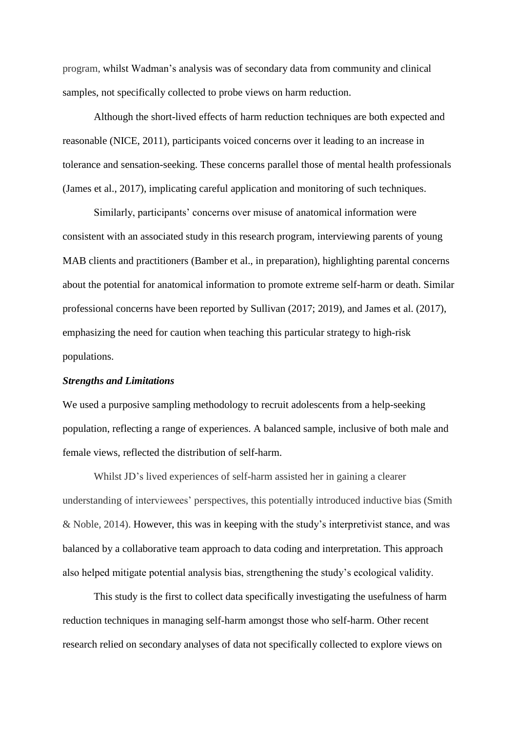program, whilst Wadman's analysis was of secondary data from community and clinical samples, not specifically collected to probe views on harm reduction.

Although the short-lived effects of harm reduction techniques are both expected and reasonable (NICE, 2011), participants voiced concerns over it leading to an increase in tolerance and sensation-seeking. These concerns parallel those of mental health professionals (James et al., 2017), implicating careful application and monitoring of such techniques.

Similarly, participants' concerns over misuse of anatomical information were consistent with an associated study in this research program, interviewing parents of young MAB clients and practitioners (Bamber et al., in preparation), highlighting parental concerns about the potential for anatomical information to promote extreme self-harm or death. Similar professional concerns have been reported by Sullivan (2017; 2019), and James et al. (2017), emphasizing the need for caution when teaching this particular strategy to high-risk populations.

***Strengths and Limitations***

We used a purposive sampling methodology to recruit adolescents from a help-seeking population, reflecting a range of experiences. A balanced sample, inclusive of both male and female views, reflected the distribution of self-harm.

Whilst JD's lived experiences of self-harm assisted her in gaining a clearer understanding of interviewees' perspectives, this potentially introduced inductive bias (Smith & Noble, 2014). However, this was in keeping with the study's interpretivist stance, and was balanced by a collaborative team approach to data coding and interpretation. This approach also helped mitigate potential analysis bias, strengthening the study's ecological validity.

This study is the first to collect data specifically investigating the usefulness of harm reduction techniques in managing self-harm amongst those who self-harm. Other recent research relied on secondary analyses of data not specifically collected to explore views on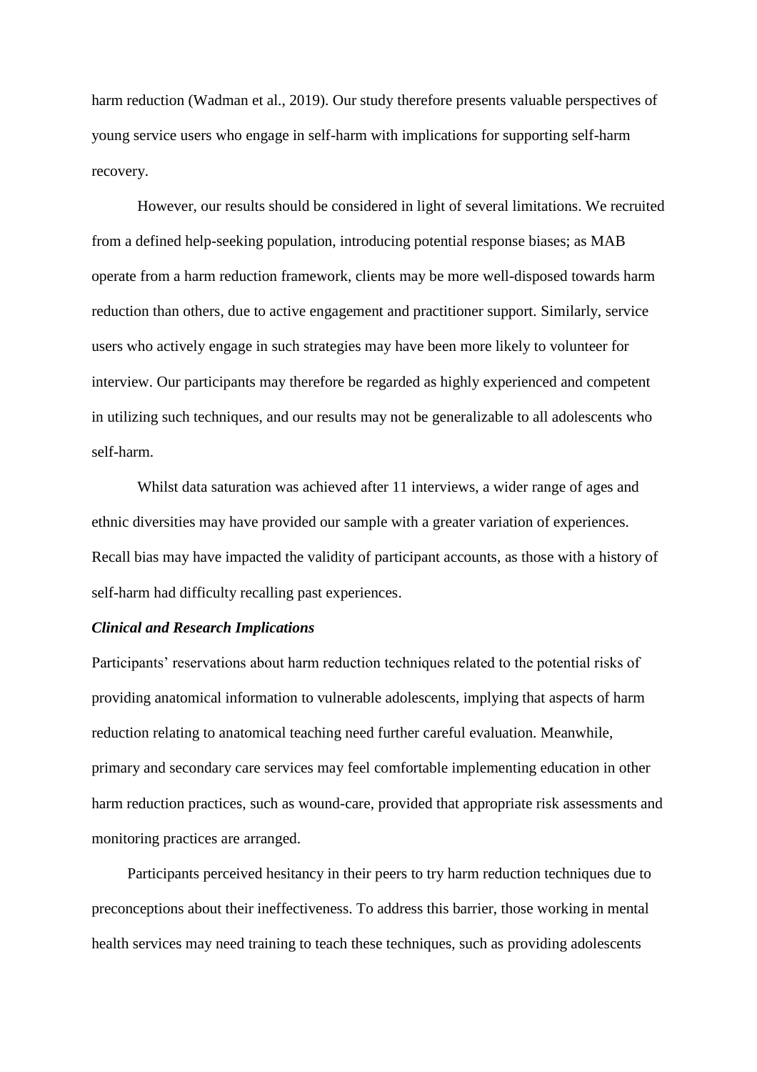harm reduction (Wadman et al., 2019). Our study therefore presents valuable perspectives of young service users who engage in self-harm with implications for supporting self-harm recovery.

However, our results should be considered in light of several limitations. We recruited from a defined help-seeking population, introducing potential response biases; as MAB operate from a harm reduction framework, clients may be more well-disposed towards harm reduction than others, due to active engagement and practitioner support. Similarly, service users who actively engage in such strategies may have been more likely to volunteer for interview. Our participants may therefore be regarded as highly experienced and competent in utilizing such techniques, and our results may not be generalizable to all adolescents who self-harm.

Whilst data saturation was achieved after 11 interviews, a wider range of ages and ethnic diversities may have provided our sample with a greater variation of experiences. Recall bias may have impacted the validity of participant accounts, as those with a history of self-harm had difficulty recalling past experiences.

### *Clinical and Research Implications*

Participants' reservations about harm reduction techniques related to the potential risks of providing anatomical information to vulnerable adolescents, implying that aspects of harm reduction relating to anatomical teaching need further careful evaluation. Meanwhile, primary and secondary care services may feel comfortable implementing education in other harm reduction practices, such as wound-care, provided that appropriate risk assessments and monitoring practices are arranged.

Participants perceived hesitancy in their peers to try harm reduction techniques due to preconceptions about their ineffectiveness. To address this barrier, those working in mental health services may need training to teach these techniques, such as providing adolescents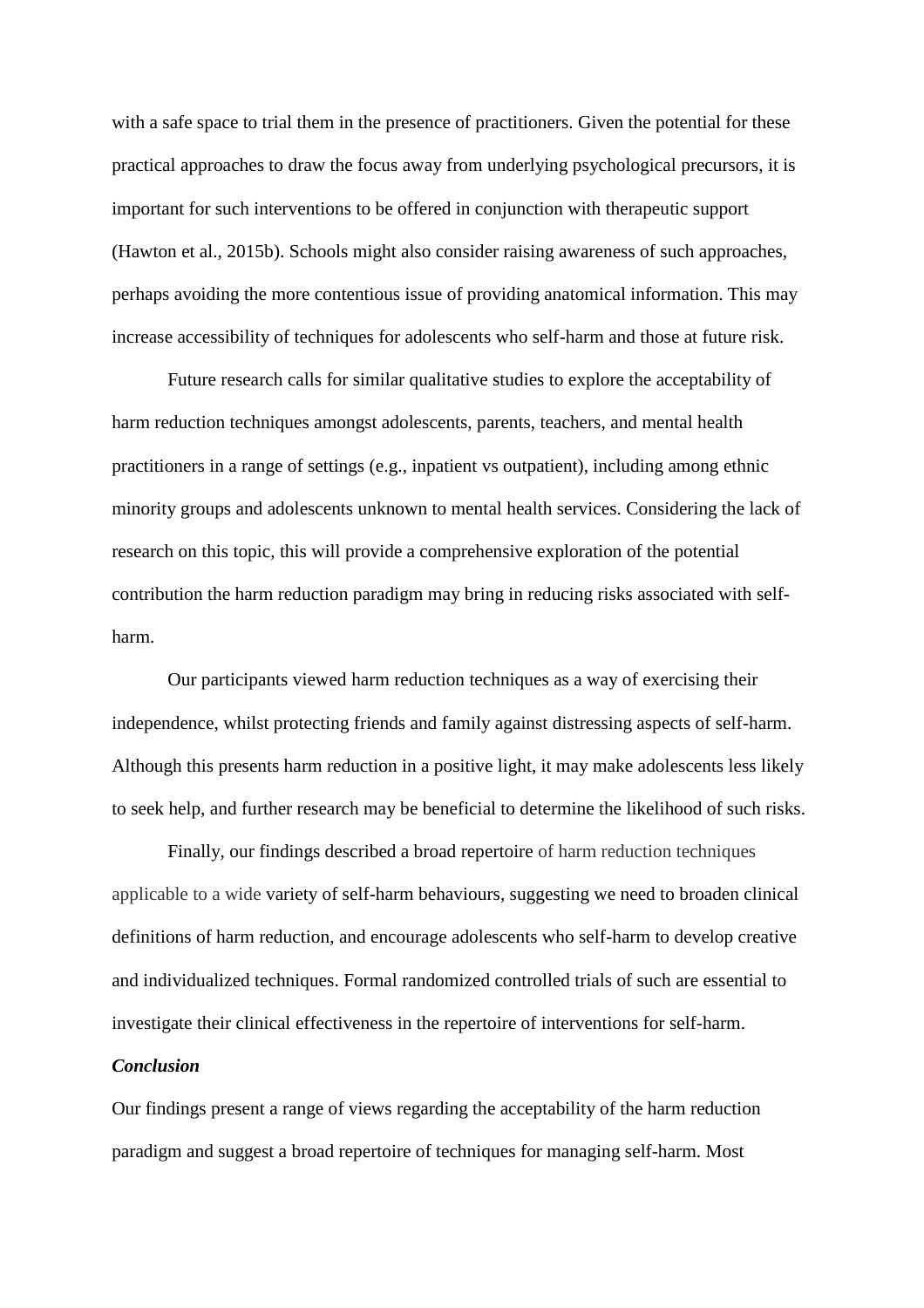with a safe space to trial them in the presence of practitioners. Given the potential for these practical approaches to draw the focus away from underlying psychological precursors, it is important for such interventions to be offered in conjunction with therapeutic support (Hawton et al., 2015b). Schools might also consider raising awareness of such approaches, perhaps avoiding the more contentious issue of providing anatomical information. This may increase accessibility of techniques for adolescents who self-harm and those at future risk.

Future research calls for similar qualitative studies to explore the acceptability of harm reduction techniques amongst adolescents, parents, teachers, and mental health practitioners in a range of settings (e.g., inpatient vs outpatient), including among ethnic minority groups and adolescents unknown to mental health services. Considering the lack of research on this topic, this will provide a comprehensive exploration of the potential contribution the harm reduction paradigm may bring in reducing risks associated with self-harm.

Our participants viewed harm reduction techniques as a way of exercising their independence, whilst protecting friends and family against distressing aspects of self-harm. Although this presents harm reduction in a positive light, it may make adolescents less likely to seek help, and further research may be beneficial to determine the likelihood of such risks.

Finally, our findings described a broad repertoire of harm reduction techniques applicable to a wide variety of self-harm behaviours, suggesting we need to broaden clinical definitions of harm reduction, and encourage adolescents who self-harm to develop creative and individualized techniques. Formal randomized controlled trials of such are essential to investigate their clinical effectiveness in the repertoire of interventions for self-harm.

***Conclusion***

Our findings present a range of views regarding the acceptability of the harm reduction paradigm and suggest a broad repertoire of techniques for managing self-harm. Most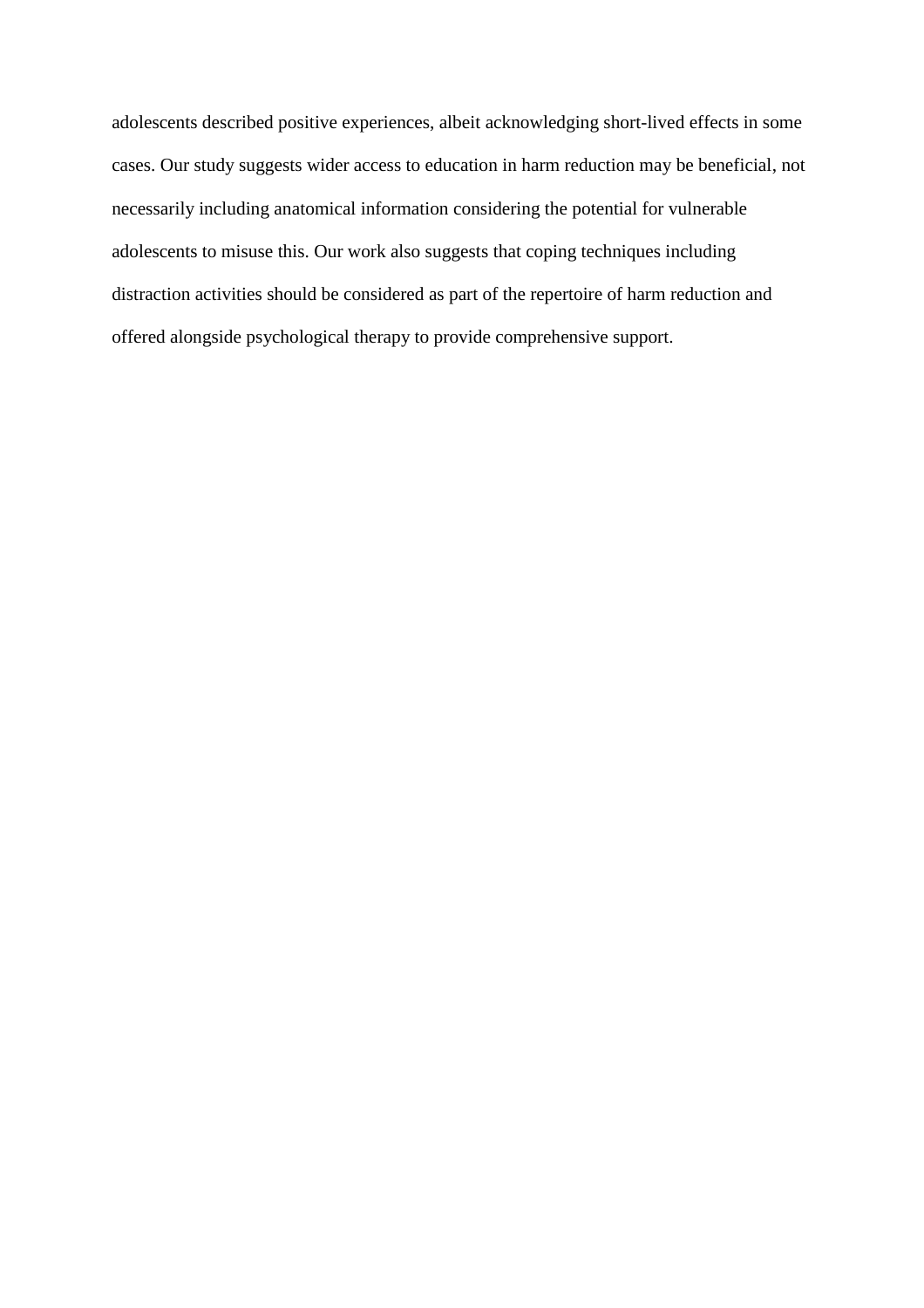adolescents described positive experiences, albeit acknowledging short-lived effects in some cases. Our study suggests wider access to education in harm reduction may be beneficial, not necessarily including anatomical information considering the potential for vulnerable adolescents to misuse this. Our work also suggests that coping techniques including distraction activities should be considered as part of the repertoire of harm reduction and offered alongside psychological therapy to provide comprehensive support.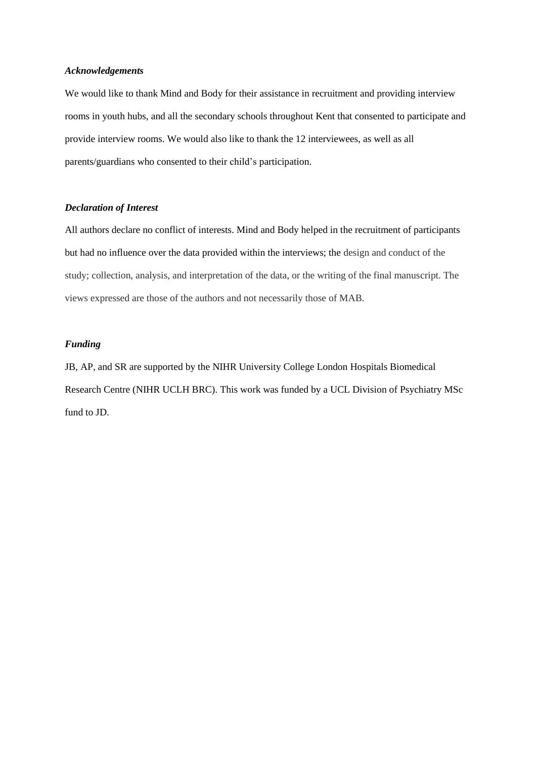### *Acknowledgements*

We would like to thank Mind and Body for their assistance in recruitment and providing interview rooms in youth hubs, and all the secondary schools throughout Kent that consented to participate and provide interview rooms. We would also like to thank the 12 interviewees, as well as all parents/guardians who consented to their child's participation.

### *Declaration of Interest*

All authors declare no conflict of interests. Mind and Body helped in the recruitment of participants but had no influence over the data provided within the interviews; the design and conduct of the study; collection, analysis, and interpretation of the data, or the writing of the final manuscript. The views expressed are those of the authors and not necessarily those of MAB.

### *Funding*

JB, AP, and SR are supported by the NIHR University College London Hospitals Biomedical Research Centre (NIHR UCLH BRC). This work was funded by a UCL Division of Psychiatry MSc fund to JD.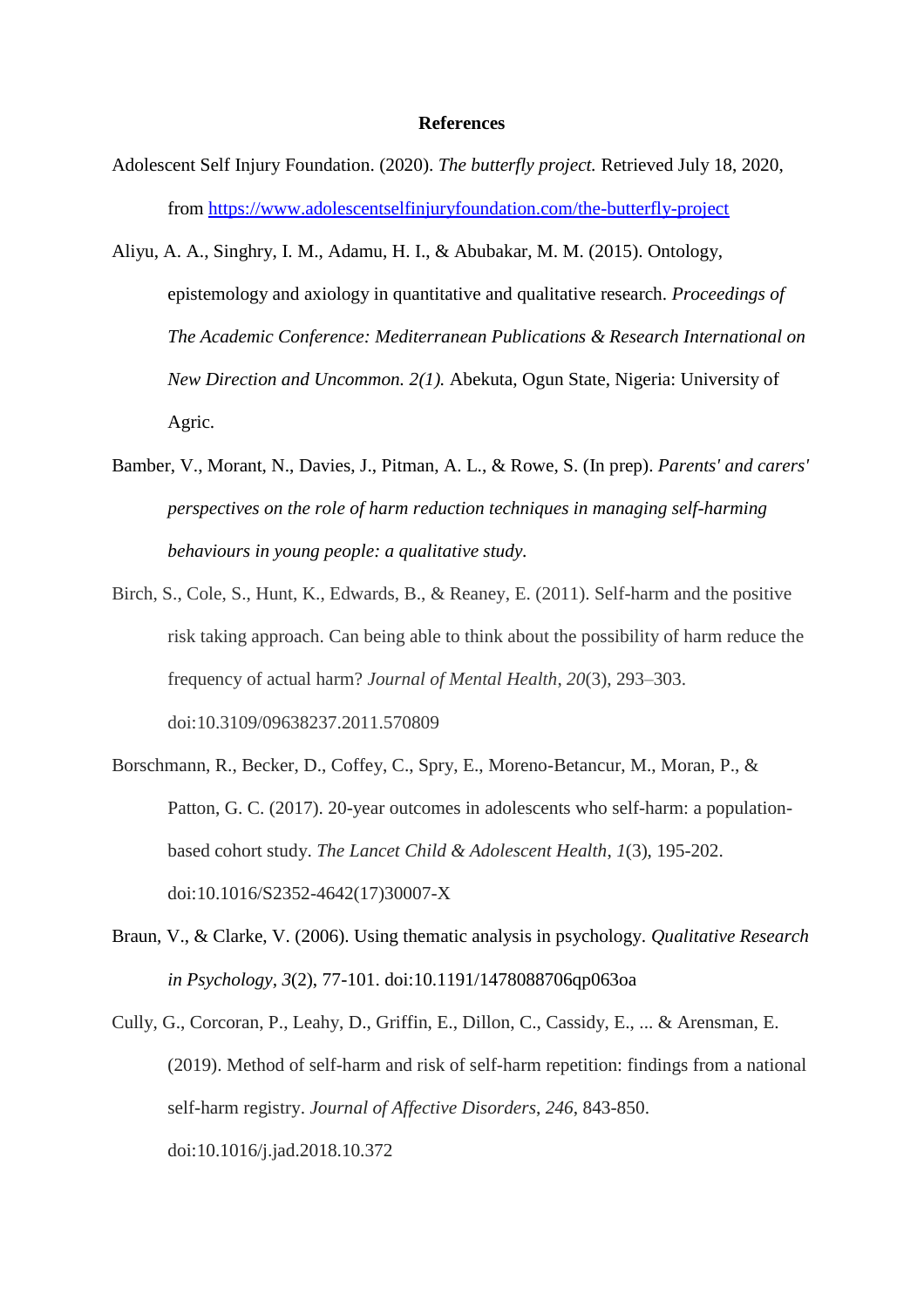**References**

Adolescent Self Injury Foundation. (2020). *The butterfly project.* Retrieved July 18, 2020, from https://www.adolescentselfinjuryfoundation.com/the-butterfly-project

Aliyu, A. A., Singhry, I. M., Adamu, H. I., & Abubakar, M. M. (2015). Ontology, epistemology and axiology in quantitative and qualitative research. *Proceedings of The Academic Conference: Mediterranean Publications & Research International on New Direction and Uncommon. 2(1).* Abekuta, Ogun State, Nigeria: University of Agric.

Bamber, V., Morant, N., Davies, J., Pitman, A. L., & Rowe, S. (In prep). *Parents' and carers' perspectives on the role of harm reduction techniques in managing self-harming behaviours in young people: a qualitative study.*

Birch, S., Cole, S., Hunt, K., Edwards, B., & Reaney, E. (2011). Self-harm and the positive risk taking approach. Can being able to think about the possibility of harm reduce the frequency of actual harm? *Journal of Mental Health*, *20*(3), 293–303. doi:10.3109/09638237.2011.570809

Borschmann, R., Becker, D., Coffey, C., Spry, E., Moreno-Betancur, M., Moran, P., & Patton, G. C. (2017). 20-year outcomes in adolescents who self-harm: a population-based cohort study. *The Lancet Child & Adolescent Health*, *1*(3), 195-202. doi:10.1016/S2352-4642(17)30007-X

Braun, V., & Clarke, V. (2006). Using thematic analysis in psychology. *Qualitative Research in Psychology*, *3*(2), 77-101. doi:10.1191/1478088706qp063oa

Cully, G., Corcoran, P., Leahy, D., Griffin, E., Dillon, C., Cassidy, E., ... & Arensman, E. (2019). Method of self-harm and risk of self-harm repetition: findings from a national self-harm registry. *Journal of Affective Disorders*, *246*, 843-850. doi:10.1016/j.jad.2018.10.372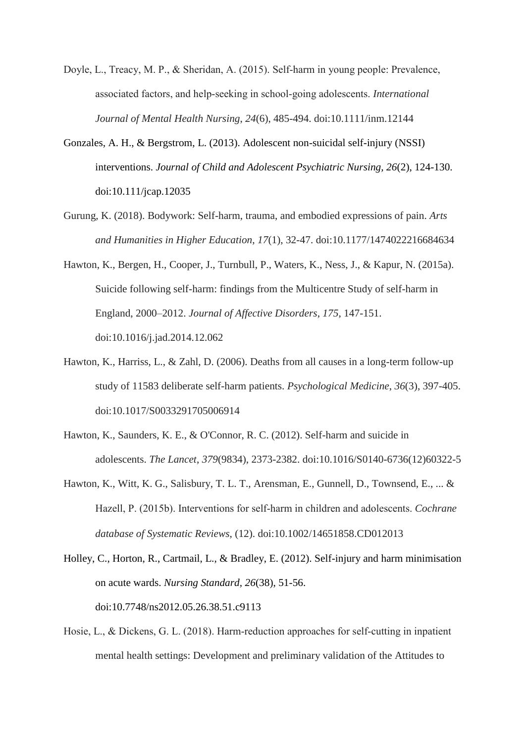Doyle, L., Treacy, M. P., & Sheridan, A. (2015). Self-harm in young people: Prevalence, associated factors, and help-seeking in school-going adolescents. *International Journal of Mental Health Nursing*, *24*(6), 485-494. doi:10.1111/inm.12144

Gonzales, A. H., & Bergstrom, L. (2013). Adolescent non-suicidal self-injury (NSSI) interventions. *Journal of Child and Adolescent Psychiatric Nursing, 26*(2), 124-130. doi:10.111/jcap.12035

Gurung, K. (2018). Bodywork: Self-harm, trauma, and embodied expressions of pain. *Arts and Humanities in Higher Education*, *17*(1), 32-47. doi:10.1177/1474022216684634

Hawton, K., Bergen, H., Cooper, J., Turnbull, P., Waters, K., Ness, J., & Kapur, N. (2015a). Suicide following self-harm: findings from the Multicentre Study of self-harm in England, 2000–2012. *Journal of Affective Disorders*, *175*, 147-151. doi:10.1016/j.jad.2014.12.062

Hawton, K., Harriss, L., & Zahl, D. (2006). Deaths from all causes in a long-term follow-up study of 11583 deliberate self-harm patients. *Psychological Medicine*, *36*(3), 397-405. doi:10.1017/S0033291705006914

Hawton, K., Saunders, K. E., & O'Connor, R. C. (2012). Self-harm and suicide in adolescents. *The Lancet*, *379*(9834), 2373-2382. doi:10.1016/S0140-6736(12)60322-5

Hawton, K., Witt, K. G., Salisbury, T. L. T., Arensman, E., Gunnell, D., Townsend, E., ... & Hazell, P. (2015b). Interventions for self-harm in children and adolescents. *Cochrane database of Systematic Reviews*, (12). doi:10.1002/14651858.CD012013

Holley, C., Horton, R., Cartmail, L., & Bradley, E. (2012). Self-injury and harm minimisation on acute wards. *Nursing Standard*, *26*(38), 51-56. doi:10.7748/ns2012.05.26.38.51.c9113

Hosie, L., & Dickens, G. L. (2018). Harm-reduction approaches for self-cutting in inpatient mental health settings: Development and preliminary validation of the Attitudes to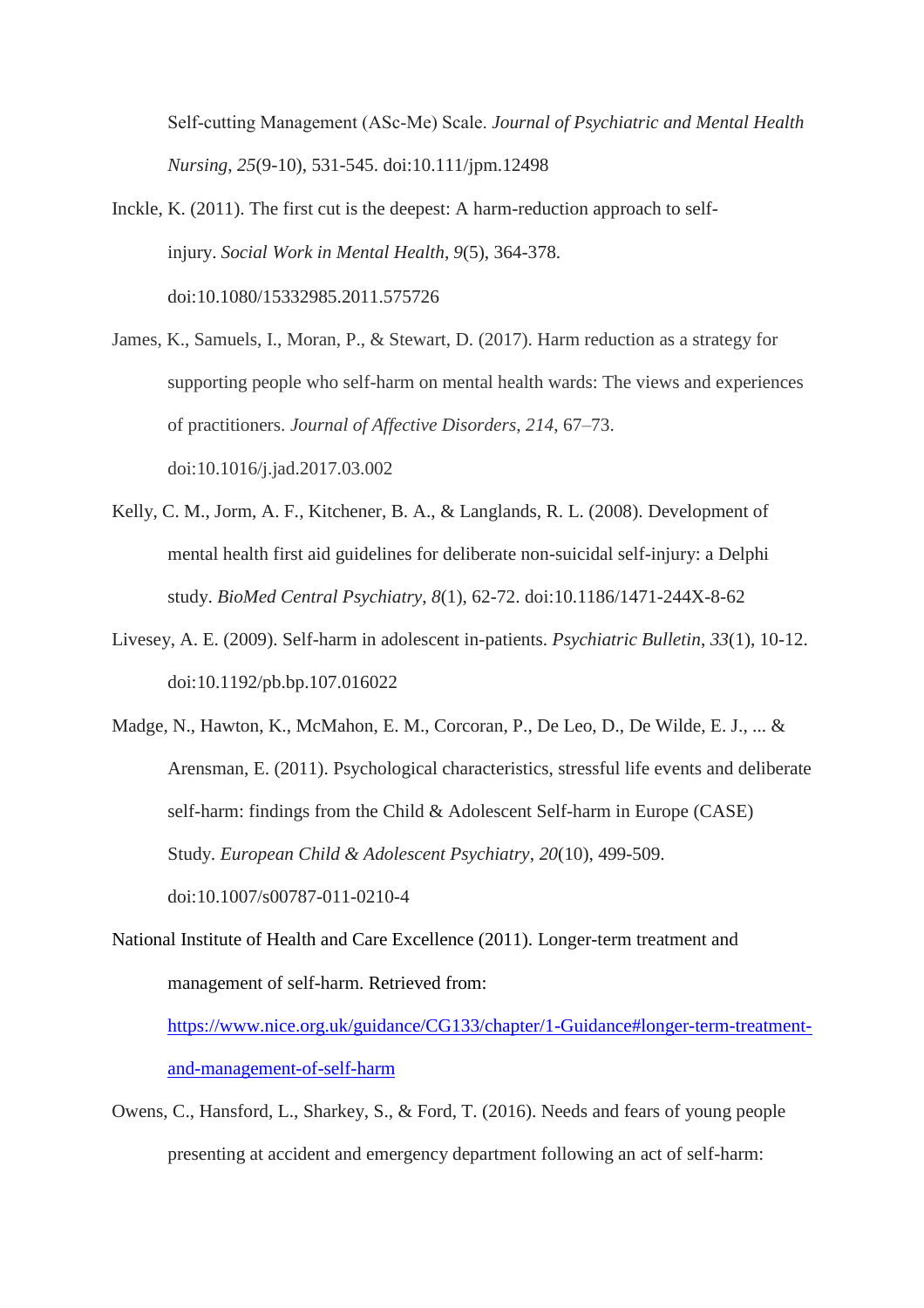Self-cutting Management (ASc-Me) Scale. *Journal of Psychiatric and Mental Health Nursing*, *25*(9-10), 531-545. doi:10.111/jpm.12498

Inckle, K. (2011). The first cut is the deepest: A harm-reduction approach to self-injury. *Social Work in Mental Health*, *9*(5), 364-378. doi:10.1080/15332985.2011.575726

James, K., Samuels, I., Moran, P., & Stewart, D. (2017). Harm reduction as a strategy for supporting people who self-harm on mental health wards: The views and experiences of practitioners. *Journal of Affective Disorders*, *214*, 67–73. doi:10.1016/j.jad.2017.03.002

Kelly, C. M., Jorm, A. F., Kitchener, B. A., & Langlands, R. L. (2008). Development of mental health first aid guidelines for deliberate non-suicidal self-injury: a Delphi study. *BioMed Central Psychiatry*, *8*(1), 62-72. doi:10.1186/1471-244X-8-62

Livesey, A. E. (2009). Self-harm in adolescent in-patients. *Psychiatric Bulletin*, *33*(1), 10-12. doi:10.1192/pb.bp.107.016022

Madge, N., Hawton, K., McMahon, E. M., Corcoran, P., De Leo, D., De Wilde, E. J., ... & Arensman, E. (2011). Psychological characteristics, stressful life events and deliberate self-harm: findings from the Child & Adolescent Self-harm in Europe (CASE) Study. *European Child & Adolescent Psychiatry*, *20*(10), 499-509. doi:10.1007/s00787-011-0210-4

National Institute of Health and Care Excellence (2011). Longer-term treatment and management of self-harm. Retrieved from: [https://www.nice.org.uk/guidance/CG133/chapter/1-Guidance#longer-term-treatment-and-management-of-self-harm](https://www.nice.org.uk/guidance/CG133/chapter/1-Guidance#longer-term-treatment-and-management-of-self-harm)

Owens, C., Hansford, L., Sharkey, S., & Ford, T. (2016). Needs and fears of young people presenting at accident and emergency department following an act of self-harm: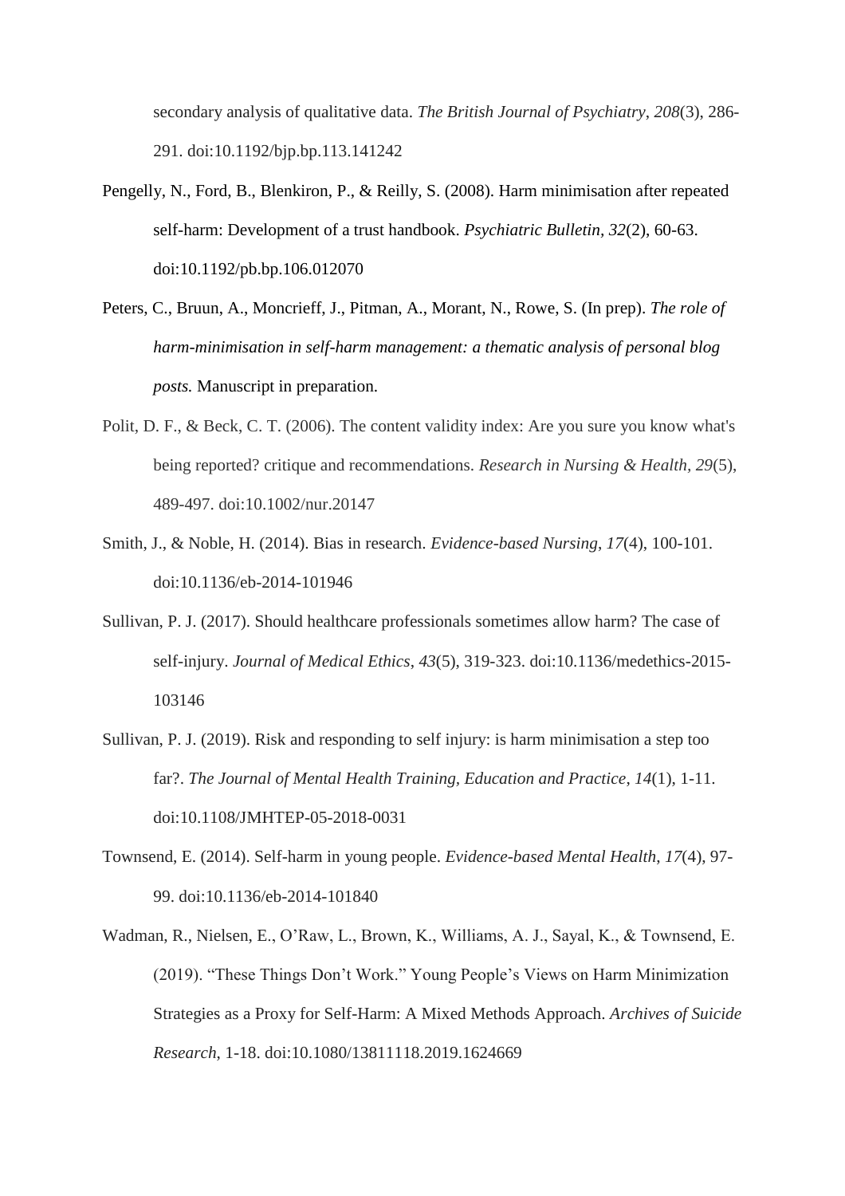secondary analysis of qualitative data. *The British Journal of Psychiatry*, *208*(3), 286-291. doi:10.1192/bjp.bp.113.141242

Pengelly, N., Ford, B., Blenkiron, P., & Reilly, S. (2008). Harm minimisation after repeated self-harm: Development of a trust handbook. *Psychiatric Bulletin, 32*(2), 60-63. doi:10.1192/pb.bp.106.012070

Peters, C., Bruun, A., Moncrieff, J., Pitman, A., Morant, N., Rowe, S. (In prep). *The role of harm-minimisation in self-harm management: a thematic analysis of personal blog posts.* Manuscript in preparation.

Polit, D. F., & Beck, C. T. (2006). The content validity index: Are you sure you know what's being reported? critique and recommendations. *Research in Nursing & Health, 29*(5), 489-497. doi:10.1002/nur.20147

Smith, J., & Noble, H. (2014). Bias in research. *Evidence-based Nursing*, *17*(4), 100-101. doi:10.1136/eb-2014-101946

Sullivan, P. J. (2017). Should healthcare professionals sometimes allow harm? The case of self-injury. *Journal of Medical Ethics*, *43*(5), 319-323. doi:10.1136/medethics-2015-103146

Sullivan, P. J. (2019). Risk and responding to self injury: is harm minimisation a step too far?. *The Journal of Mental Health Training, Education and Practice*, *14*(1), 1-11. doi:10.1108/JMHTEP-05-2018-0031

Townsend, E. (2014). Self-harm in young people. *Evidence-based Mental Health*, *17*(4), 97-99. doi:10.1136/eb-2014-101840

Wadman, R., Nielsen, E., O'Raw, L., Brown, K., Williams, A. J., Sayal, K., & Townsend, E. (2019). "These Things Don't Work." Young People's Views on Harm Minimization Strategies as a Proxy for Self-Harm: A Mixed Methods Approach. *Archives of Suicide Research*, 1-18. doi:10.1080/13811118.2019.1624669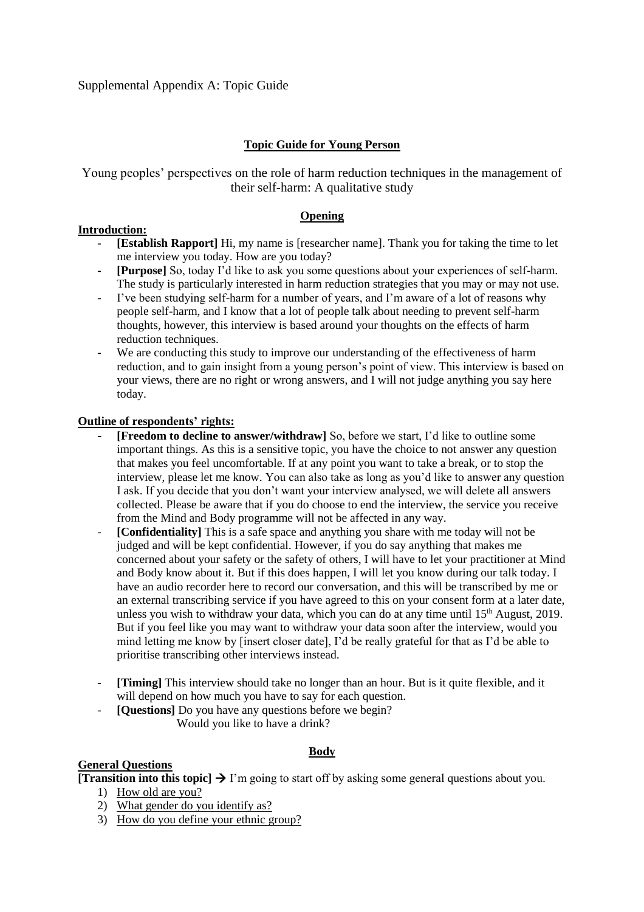Supplemental Appendix A: Topic Guide

## Topic Guide for Young Person

Young peoples' perspectives on the role of harm reduction techniques in the management of their self-harm: A qualitative study

### Opening

**Introduction:**

- **[Establish Rapport]** Hi, my name is [researcher name]. Thank you for taking the time to let me interview you today. How are you today?
- **[Purpose]** So, today I'd like to ask you some questions about your experiences of self-harm. The study is particularly interested in harm reduction strategies that you may or may not use.
- I've been studying self-harm for a number of years, and I'm aware of a lot of reasons why people self-harm, and I know that a lot of people talk about needing to prevent self-harm thoughts, however, this interview is based around your thoughts on the effects of harm reduction techniques.
- We are conducting this study to improve our understanding of the effectiveness of harm reduction, and to gain insight from a young person's point of view. This interview is based on your views, there are no right or wrong answers, and I will not judge anything you say here today.

**Outline of respondents' rights:**

- **[Freedom to decline to answer/withdraw]** So, before we start, I'd like to outline some important things. As this is a sensitive topic, you have the choice to not answer any question that makes you feel uncomfortable. If at any point you want to take a break, or to stop the interview, please let me know. You can also take as long as you'd like to answer any question I ask. If you decide that you don't want your interview analysed, we will delete all answers collected. Please be aware that if you do choose to end the interview, the service you receive from the Mind and Body programme will not be affected in any way.
- **[Confidentiality]** This is a safe space and anything you share with me today will not be judged and will be kept confidential. However, if you do say anything that makes me concerned about your safety or the safety of others, I will have to let your practitioner at Mind and Body know about it. But if this does happen, I will let you know during our talk today. I have an audio recorder here to record our conversation, and this will be transcribed by me or an external transcribing service if you have agreed to this on your consent form at a later date, unless you wish to withdraw your data, which you can do at any time until 15th August, 2019. But if you feel like you may want to withdraw your data soon after the interview, would you mind letting me know by [insert closer date], I'd be really grateful for that as I'd be able to prioritise transcribing other interviews instead.
- **[Timing]** This interview should take no longer than an hour. But is it quite flexible, and it will depend on how much you have to say for each question.
- **[Questions]** Do you have any questions before we begin?
  Would you like to have a drink?

### Body

**General Questions**

**[Transition into this topic]** → I'm going to start off by asking some general questions about you.

1) How old are you?
2) What gender do you identify as?
3) How do you define your ethnic group?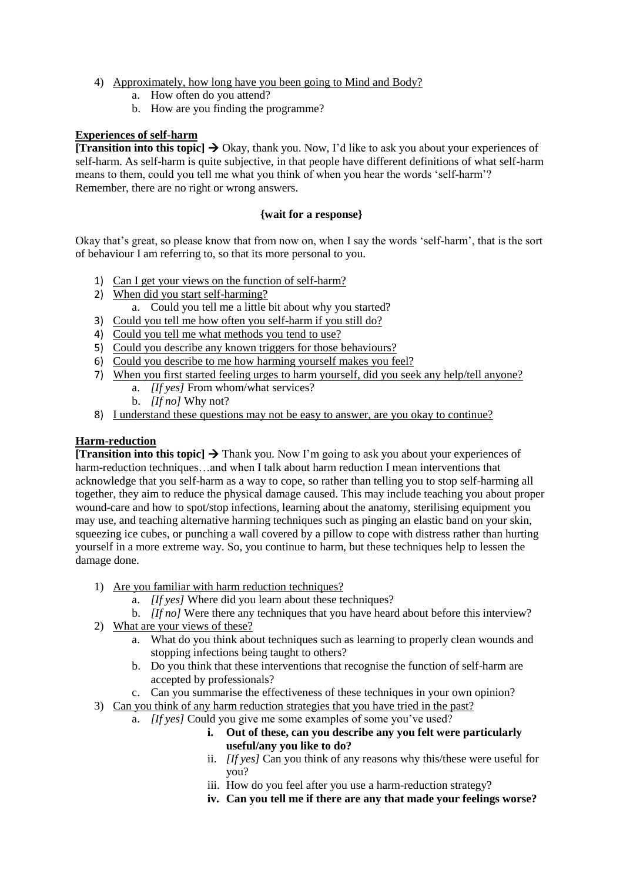4) <u>Approximately, how long have you been going to Mind and Body?</u>
   a. How often do you attend?
   b. How are you finding the programme?

**<u>Experiences of self-harm</u>**

**[Transition into this topic] →** Okay, thank you. Now, I'd like to ask you about your experiences of self-harm. As self-harm is quite subjective, in that people have different definitions of what self-harm means to them, could you tell me what you think of when you hear the words 'self-harm'? Remember, there are no right or wrong answers.

**{wait for a response}**

Okay that's great, so please know that from now on, when I say the words 'self-harm', that is the sort of behaviour I am referring to, so that its more personal to you.

1) <u>Can I get your views on the function of self-harm?</u>
2) <u>When did you start self-harming?</u>
   a. Could you tell me a little bit about why you started?
3) <u>Could you tell me how often you self-harm if you still do?</u>
4) <u>Could you tell me what methods you tend to use?</u>
5) <u>Could you describe any known triggers for those behaviours?</u>
6) <u>Could you describe to me how harming yourself makes you feel?</u>
7) <u>When you first started feeling urges to harm yourself, did you seek any help/tell anyone?</u>
   a. *[If yes]* From whom/what services?
   b. *[If no]* Why not?
8) <u>I understand these questions may not be easy to answer, are you okay to continue?</u>

**<u>Harm-reduction</u>**

**[Transition into this topic] →** Thank you. Now I'm going to ask you about your experiences of harm-reduction techniques…and when I talk about harm reduction I mean interventions that acknowledge that you self-harm as a way to cope, so rather than telling you to stop self-harming all together, they aim to reduce the physical damage caused. This may include teaching you about proper wound-care and how to spot/stop infections, learning about the anatomy, sterilising equipment you may use, and teaching alternative harming techniques such as pinging an elastic band on your skin, squeezing ice cubes, or punching a wall covered by a pillow to cope with distress rather than hurting yourself in a more extreme way. So, you continue to harm, but these techniques help to lessen the damage done.

1) <u>Are you familiar with harm reduction techniques?</u>
   a. *[If yes]* Where did you learn about these techniques?
   b. *[If no]* Were there any techniques that you have heard about before this interview?
2) <u>What are your views of these?</u>
   a. What do you think about techniques such as learning to properly clean wounds and stopping infections being taught to others?
   b. Do you think that these interventions that recognise the function of self-harm are accepted by professionals?
   c. Can you summarise the effectiveness of these techniques in your own opinion?
3) <u>Can you think of any harm reduction strategies that you have tried in the past?</u>
   a. *[If yes]* Could you give me some examples of some you've used?
      i. **Out of these, can you describe any you felt were particularly useful/any you like to do?**
      ii. *[If yes]* Can you think of any reasons why this/these were useful for you?
      iii. How do you feel after you use a harm-reduction strategy?
      iv. **Can you tell me if there are any that made your feelings worse?**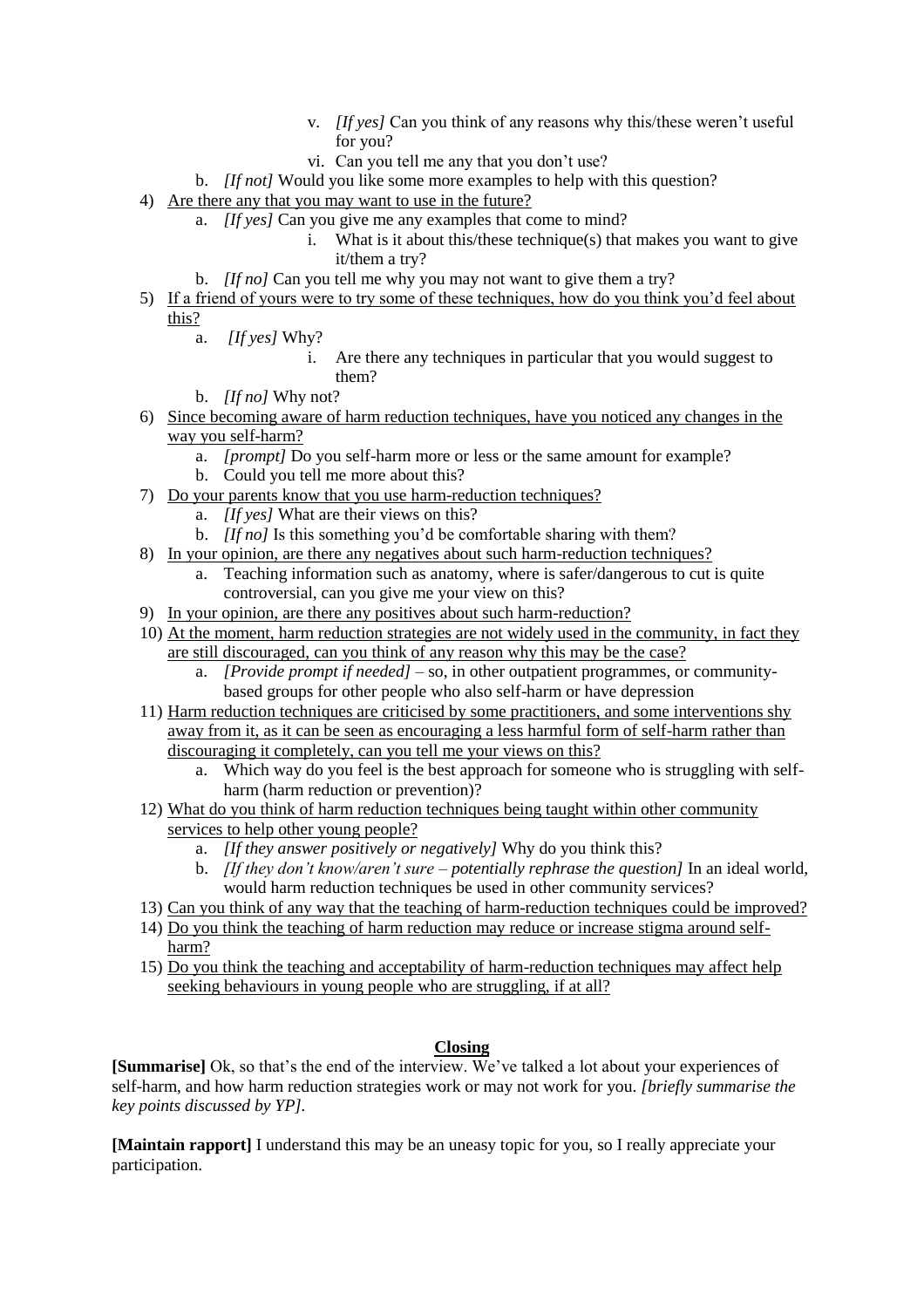v. *[If yes]* Can you think of any reasons why this/these weren't useful for you?
        vi. Can you tell me any that you don't use?
    b. *[If not]* Would you like some more examples to help with this question?

4) <u>Are there any that you may want to use in the future?</u>
    a. *[If yes]* Can you give me any examples that come to mind?
        i. What is it about this/these technique(s) that makes you want to give it/them a try?
    b. *[If no]* Can you tell me why you may not want to give them a try?
5) <u>If a friend of yours were to try some of these techniques, how do you think you'd feel about this?</u>
    a. *[If yes]* Why?
        i. Are there any techniques in particular that you would suggest to them?
    b. *[If no]* Why not?
6) <u>Since becoming aware of harm reduction techniques, have you noticed any changes in the way you self-harm?</u>
    a. *[prompt]* Do you self-harm more or less or the same amount for example?
    b. Could you tell me more about this?
7) <u>Do your parents know that you use harm-reduction techniques?</u>
    a. *[If yes]* What are their views on this?
    b. *[If no]* Is this something you'd be comfortable sharing with them?
8) <u>In your opinion, are there any negatives about such harm-reduction techniques?</u>
    a. Teaching information such as anatomy, where is safer/dangerous to cut is quite controversial, can you give me your view on this?
9) <u>In your opinion, are there any positives about such harm-reduction?</u>
10) <u>At the moment, harm reduction strategies are not widely used in the community, in fact they are still discouraged, can you think of any reason why this may be the case?</u>
    a. *[Provide prompt if needed]* – so, in other outpatient programmes, or community-based groups for other people who also self-harm or have depression
11) <u>Harm reduction techniques are criticised by some practitioners, and some interventions shy away from it, as it can be seen as encouraging a less harmful form of self-harm rather than discouraging it completely, can you tell me your views on this?</u>
    a. Which way do you feel is the best approach for someone who is struggling with self-harm (harm reduction or prevention)?
12) <u>What do you think of harm reduction techniques being taught within other community services to help other young people?</u>
    a. *[If they answer positively or negatively]* Why do you think this?
    b. *[If they don't know/aren't sure – potentially rephrase the question]* In an ideal world, would harm reduction techniques be used in other community services?
13) <u>Can you think of any way that the teaching of harm-reduction techniques could be improved?</u>
14) <u>Do you think the teaching of harm reduction may reduce or increase stigma around self-harm?</u>
15) <u>Do you think the teaching and acceptability of harm-reduction techniques may affect help seeking behaviours in young people who are struggling, if at all?</u>

## <u>Closing</u>

**[Summarise]** Ok, so that's the end of the interview. We've talked a lot about your experiences of self-harm, and how harm reduction strategies work or may not work for you. *[briefly summarise the key points discussed by YP].*

**[Maintain rapport]** I understand this may be an uneasy topic for you, so I really appreciate your participation.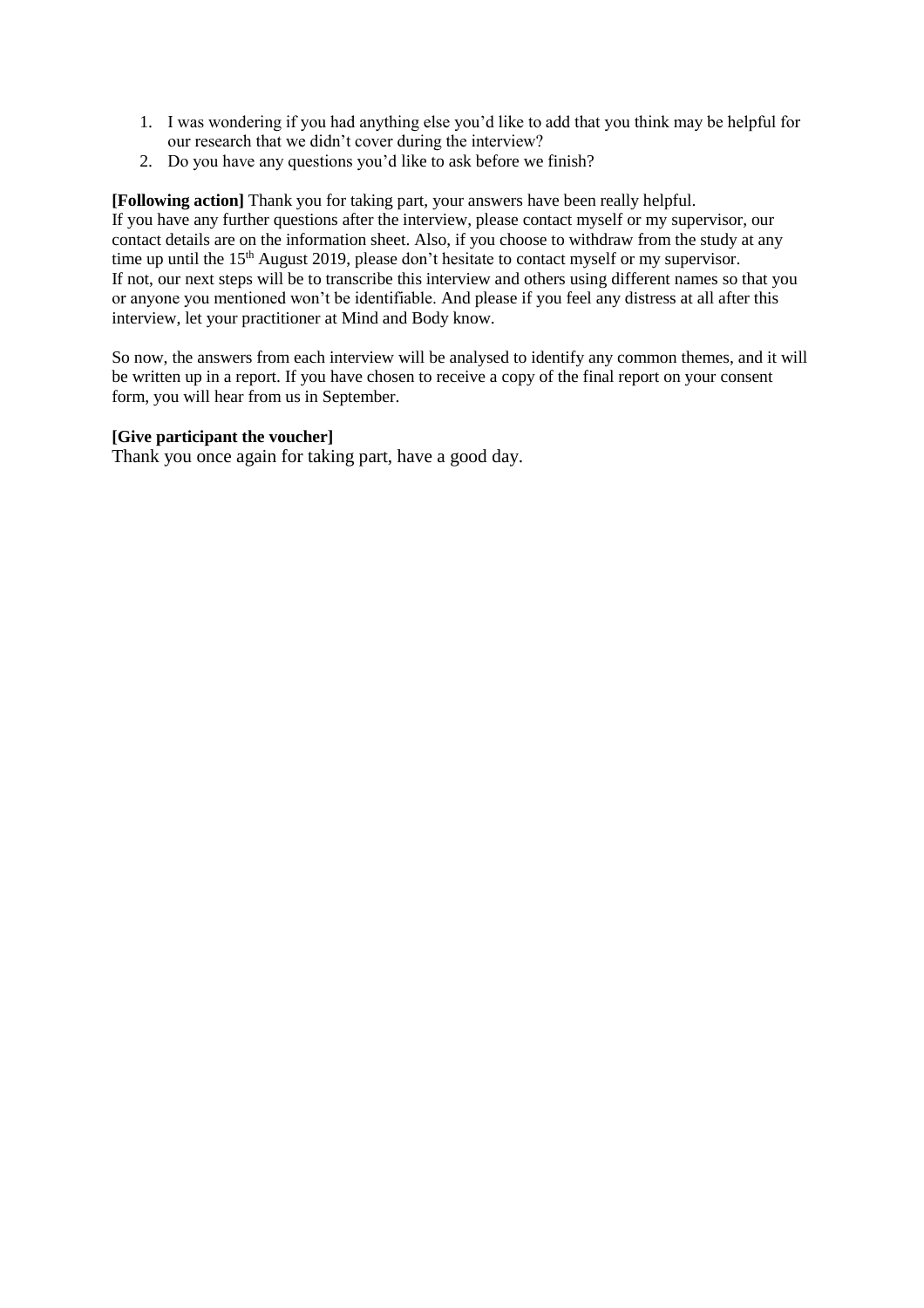1. I was wondering if you had anything else you'd like to add that you think may be helpful for our research that we didn't cover during the interview?
2. Do you have any questions you'd like to ask before we finish?

**[Following action]** Thank you for taking part, your answers have been really helpful.
If you have any further questions after the interview, please contact myself or my supervisor, our contact details are on the information sheet. Also, if you choose to withdraw from the study at any time up until the 15th August 2019, please don't hesitate to contact myself or my supervisor.
If not, our next steps will be to transcribe this interview and others using different names so that you or anyone you mentioned won't be identifiable. And please if you feel any distress at all after this interview, let your practitioner at Mind and Body know.

So now, the answers from each interview will be analysed to identify any common themes, and it will be written up in a report. If you have chosen to receive a copy of the final report on your consent form, you will hear from us in September.

**[Give participant the voucher]**
Thank you once again for taking part, have a good day.